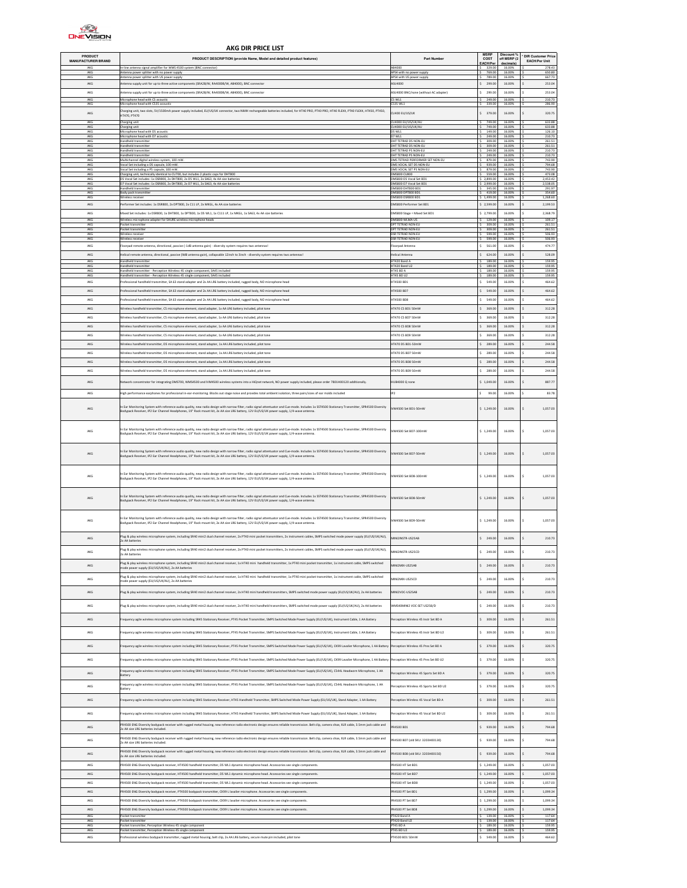# AKG DIR PRICE LIST

| PRODUCT MANUFACTURER/BRAND | PRODUCT DESCRIPTION (provide Name, Model and detailed product features) | Part Number | MSRP COST EACH/Per | Discount % off MSRP (2 decimals) | * DIR Customer Price EACH/Per Unit |
|---|---|---|---|---|---|
| AKG | In-line antenna signal amplifier for WMS 4500 system (BNC connector) | AB4000 | $ 329.00 | 16.00% | $ 276.36 |
| AKG | Antenna power splitter with no power supply | APS4 with no power supply | $ 769.00 | 16.00% | $ 645.96 |
| AKG | Antenna power splitter with US power supply | APS4 with US power supply | $ 789.00 | 16.00% | $ 662.76 |
| AKG | Antenna supply unit for up to three active components (SRA2B/W, RA4000B/W, AB4000), BNC connector | ASU4000 | $ 299.00 | 16.00% | $ 251.16 |
| AKG | Antenna supply unit for up to three active components (SRA2B/W, RA4000B/W, AB4000), BNC connector | ASU4000 BNC/none (without AC adapter) | $ 299.00 | 16.00% | $ 251.16 |
| AKG | Microphone head with C5 acoustic | C5 WL1 | $ 249.00 | 16.00% | $ 209.16 |
| AKG | Microphone head with C535 acoustic | C535 WL1 | $ 339.00 | 16.00% | $ 284.76 |
| AKG | Charging unit; two slots, 5V/1500mA power supply included, EU/US/UK connector, two NiMH rechargeable batteries included; for HT40 PRO, PT40 PRO, HT40 FLEXX, PT40 FLEXX, HT450, PT450, HT470, PT470 | CU400 EU/US/UK | $ 379.00 | 16.00% | $ 318.36 |
| AKG | Charging unit | CU4000 EU/US/UK/AU | $ 749.00 | 16.00% | $ 629.16 |
| AKG | Charging unit | CU4000 EU/US/UK/AU | $ 749.00 | 16.00% | $ 629.16 |
| AKG | Microphone head with D5 acoustic | D5 WL1 | $ 149.00 | 16.00% | $ 125.16 |
| AKG | Microphone head with D7 acoustic | D7 WL1 | $ 249.00 | 16.00% | $ 209.16 |
| AKG | Handheld transmitter | DHT TETRAD D5 NON-EU | $ 309.00 | 16.00% | $ 259.56 |
| AKG | Handheld transmitter | DHT TETRAD D5 NON-EU | $ 309.00 | 16.00% | $ 259.56 |
| AKG | Handheld transmitter | DHT TETRAD P5 NON-EU | $ 249.00 | 16.00% | $ 209.16 |
| AKG | Handheld transmitter | DHT TETRAD P5 NON-EU | $ 249.00 | 16.00% | $ 209.16 |
| AKG | Multichannel digital wireless system, 100 mW | DMS TETRAD PERFORMER SET NON-EU | $ 879.00 | 16.00% | $ 738.36 |
| AKG | Vocal Set including a D5 capsule, 100 mW. | DMS VOCAL SET D5 NON-EU | $ 939.00 | 16.00% | $ 788.76 |
| AKG | Vocal Set including a P5 capsule, 100 mW. | DMS VOCAL SET P5 NON-EU | $ 879.00 | 16.00% | $ 738.36 |
| AKG | Charging unit, technically identical to CU700, but includes 2 plastic caps for DHT800 | DMS800 CU800 | $ 559.00 | 16.00% | $ 469.56 |
| AKG | D5 Vocal Set includes: 1x DSR800, 2x DHT800, 2x D5 WL1, 2x SA63, 4x AA size batteries | DMS800 D5 Vocal Set BD1 | $ 2,899.00 | 16.00% | $ 2,435.16 |
| AKG | D7 Vocal Set includes: 1x DSR800, 2x DHT800, 2x D7 WL1, 2x SA63, 4x AA size batteries | DMS800 D7 Vocal Set BD1 | $ 2,999.00 | 16.00% | $ 2,519.16 |
| AKG | Handheld transmitter | DMS800 DHT800 BD1 | $ 345.00 | 16.00% | $ 289.80 |
| AKG | Body pack transmitter | DMS800 DPT800 BD1 | $ 419.00 | 16.00% | $ 351.96 |
| AKG | Wireless receiver | DMS800 DSR800 BD1 | $ 1,499.00 | 16.00% | $ 1,259.16 |
| AKG | Performer Set includes: 1x DSR800, 2x DPT800, 2x C11 LP, 2x MKGL, 4x AA size batteries | DMS800 Performer Set BD1 | $ 2,599.00 | 16.00% | $ 2,183.16 |
| AKG | Mixed Set includes: 1x DSR800, 1x DHT800, 1x DPT800, 1x D5 WL1, 1x C111 LP, 1x MKGL, 1x SA63, 4x AA size batteries | DMS800 Stage = Mixed Set BD1 | $ 2,799.00 | 16.00% | $ 2,351.16 |
| AKG | Wireless microphone adapter for SHURE wireless microphone heads | DMS800 WLMA-US | $ 129.00 | 16.00% | $ 108.36 |
| AKG | Pocket transmitter | DPT TETRAD NON-EU | $ 309.00 | 16.00% | $ 259.56 |
| AKG | Pocket transmitter | DPT TETRAD NON-EU | $ 309.00 | 16.00% | $ 259.56 |
| AKG | Wireless receiver | DSR TETRAD NON-EU | $ 599.00 | 16.00% | $ 503.16 |
| AKG | Wireless receiver | DSR TETRAD NON-EU | $ 599.00 | 16.00% | $ 503.16 |
| AKG | Floorpad remote antenna, directional, passive (-1dB antenna gain) - diversity system requires two antennas! | Floorpad Antenna | $ 561.00 | 16.00% | $ 471.24 |
| AKG | Helical remote antenna, directional, passive (9dB antenna gain), collapsable 12inch to 3inch - diversity system requires two antennas! | Helical Antenna | $ 624.00 | 16.00% | $ 524.16 |
| AKG | Handheld transmitter | HT420 Band A | $ 189.00 | 16.00% | $ 158.76 |
| AKG | Handheld transmitter | HT420 Band U2 | $ 189.00 | 16.00% | $ 158.76 |
| AKG | Handheld transmitter - Perception Wireless 45 single component, SA45 included | HT45 BD A | $ 189.00 | 16.00% | $ 158.76 |
| AKG | Handheld transmitter - Perception Wireless 45 single component, SA45 included | HT45 BD U2 | $ 189.00 | 16.00% | $ 158.76 |
| AKG | Professional handheld transmitter, SA 63 stand adapter and 2x AA LR6 battery included, rugged body, NO microphone head | HT4500 BD1 | $ 549.00 | 16.00% | $ 461.16 |
| AKG | Professional handheld transmitter, SA 63 stand adapter and 2x AA LR6 battery included, rugged body, NO microphone head | HT4500 BD7 | $ 549.00 | 16.00% | $ 461.16 |
| AKG | Professional handheld transmitter, SA 63 stand adapter and 2x AA LR6 battery included, rugged body, NO microphone head | HT4500 BD8 | $ 549.00 | 16.00% | $ 461.16 |
| AKG | Wireless handheld transmitter, C5 microphone element, stand adapter, 1x AA LR6 battery included, pilot tone | HT470 C5 BD1 50mW | $ 369.00 | 16.00% | $ 309.96 |
| AKG | Wireless handheld transmitter, C5 microphone element, stand adapter, 1x AA LR6 battery included, pilot tone | HT470 C5 BD7 50mW | $ 369.00 | 16.00% | $ 309.96 |
| AKG | Wireless handheld transmitter, C5 microphone element, stand adapter, 1x AA LR6 battery included, pilot tone | HT470 C5 BD8 50mW | $ 369.00 | 16.00% | $ 309.96 |
| AKG | Wireless handheld transmitter, C5 microphone element, stand adapter, 1x AA LR6 battery included, pilot tone | HT470 C5 BD9 50mW | $ 369.00 | 16.00% | $ 309.96 |
| AKG | Wireless handheld transmitter, D5 microphone element, stand adapter, 1x AA LR6 battery included, pilot tone | HT470 D5 BD1 50mW | $ 289.00 | 16.00% | $ 242.76 |
| AKG | Wireless handheld transmitter, D5 microphone element, stand adapter, 1x AA LR6 battery included, pilot tone | HT470 D5 BD7 50mW | $ 289.00 | 16.00% | $ 242.76 |
| AKG | Wireless handheld transmitter, D5 microphone element, stand adapter, 1x AA LR6 battery included, pilot tone | HT470 D5 BD8 50mW | $ 289.00 | 16.00% | $ 242.76 |
| AKG | Wireless handheld transmitter, D5 microphone element, stand adapter, 1x AA LR6 battery included, pilot tone | HT470 D5 BD9 50mW | $ 289.00 | 16.00% | $ 242.76 |
| AKG | Network concentrator for integrating DMS700, WMS4500 and IVM4500 wireless systems into a HiQnet network, NO power supply included, please order 7801H00120 additionally. | HUB4000 Q none | $ 1,049.00 | 16.00% | $ 881.16 |
| AKG | High performance earphones for professional in-ear-monitoring. Blocks out stage noise and provides total ambient isolation, three pairs/sizes of ear molds included | IP2 | $ 99.00 | 16.00% | $ 83.16 |
| AKG | In Ear Monitoring System with reference audio quality, new radio design with narrow filter, radio signal attentuator and Cue-mode. Includes 1x SST4500 Stationary Transmitter, SPR4500 Diversity Bodypack Receiver, IP2 Ear Channel Headphones, 19" Rack mount kit, 2x AA size LR6 battery, 12V EU/US/UK power supply, 1/4-wave antenna. | IVM4500 Set BD1-50mW | $ 1,249.00 | 16.00% | $ 1,049.16 |
| AKG | In Ear Monitoring System with reference audio quality, new radio design with narrow filter, radio signal attentuator and Cue-mode. Includes 1x SST4500 Stationary Transmitter, SPR4500 Diversity Bodypack Receiver, IP2 Ear Channel Headphones, 19" Rack mount kit, 2x AA size LR6 battery, 12V EU/US/UK power supply, 1/4-wave antenna. | IVM4500 Set BD7-100mW | $ 1,249.00 | 16.00% | $ 1,049.16 |
| AKG | In Ear Monitoring System with reference audio quality, new radio design with narrow filter, radio signal attentuator and Cue-mode. Includes 1x SST4500 Stationary Transmitter, SPR4500 Diversity Bodypack Receiver, IP2 Ear Channel Headphones, 19" Rack mount kit, 2x AA size LR6 battery, 12V EU/US/UK power supply, 1/4-wave antenna. | IVM4500 Set BD7-50mW | $ 1,249.00 | 16.00% | $ 1,049.16 |
| AKG | In Ear Monitoring System with reference audio quality, new radio design with narrow filter, radio signal attentuator and Cue-mode. Includes 1x SST4500 Stationary Transmitter, SPR4500 Diversity Bodypack Receiver, IP2 Ear Channel Headphones, 19" Rack mount kit, 2x AA size LR6 battery, 12V EU/US/UK power supply, 1/4-wave antenna. | IVM4500 Set BD8-100mW | $ 1,249.00 | 16.00% | $ 1,049.16 |
| AKG | In Ear Monitoring System with reference audio quality, new radio design with narrow filter, radio signal attentuator and Cue-mode. Includes 1x SST4500 Stationary Transmitter, SPR4500 Diversity Bodypack Receiver, IP2 Ear Channel Headphones, 19" Rack mount kit, 2x AA size LR6 battery, 12V EU/US/UK power supply, 1/4-wave antenna. | IVM4500 Set BD8-50mW | $ 1,249.00 | 16.00% | $ 1,049.16 |
| AKG | In Ear Monitoring System with reference audio quality, new radio design with narrow filter, radio signal attentuator and Cue-mode. Includes 1x SST4500 Stationary Transmitter, SPR4500 Diversity Bodypack Receiver, IP2 Ear Channel Headphones, 19" Rack mount kit, 2x AA size LR6 battery, 12V EU/US/UK power supply, 1/4-wave antenna. | IVM4500 Set BD9-50mW | $ 1,249.00 | 16.00% | $ 1,049.16 |
| AKG | Plug & play wireless microphone system, including SR40 mini2 dual channel receiver, 2x PT40 mini pocket transmitters, 2x instrument cables, SMPS switched mode power supply (EU/US/UK/AU), 2x AA batteries | MINI2INSTR-US25AB | $ 249.00 | 16.00% | $ 209.16 |
| AKG | Plug & play wireless microphone system, including SR40 mini2 dual channel receiver, 2x PT40 mini pocket transmitters, 2x instrument cables, SMPS switched mode power supply (EU/US/UK/AU), 2x AA batteries | MINI2INSTR-US25CD | $ 249.00 | 16.00% | $ 209.16 |
| AKG | Plug & play wireless microphone system, including SR40 mini2 dual channel receiver, 1x HT40 mini handheld transmitter, 1x PT40 mini pocket transmitter, 1x instrument cable, SMPS switched mode power supply (EU/US/UK/AU), 2x AA batteries | MINI2MIX-US25AB | $ 249.00 | 16.00% | $ 209.16 |
| AKG | Plug & play wireless microphone system, including SR40 mini2 dual channel receiver, 1x HT40 mini handheld transmitter, 1x PT40 mini pocket transmitter, 1x instrument cable, SMPS switched mode power supply (EU/US/UK/AU), 2x AA batteries | MINI2MIX-US25CD | $ 249.00 | 16.00% | $ 209.16 |
| AKG | Plug & play wireless microphone system, including SR40 mini2 dual channel receiver, 2x HT40 mini handheld transmitters, SMPS switched mode power supply (EU/US/UK/AU), 2x AA batteries | MINI2VOC-US25AB | $ 249.00 | 16.00% | $ 209.16 |
| AKG | Plug & play wireless microphone system, including SR40 mini2 dual channel receiver, 2x HT40 mini handheld transmitters, SMPS switched mode power supply (EU/US/UK/AU), 2x AA batteries | WMS40MINI2 VOC-SET US25B/D | $ 249.00 | 16.00% | $ 209.16 |
| AKG | Frequency agile wireless microphone system including SR45 Stationary Receiver, PT45 Pocket Transmitter, SMPS Switched Mode Power Supply (EU/US/UK), Instrument Cable, 1 AA Battery | Perception Wireless 45 Instr Set BD A | $ 309.00 | 16.00% | $ 259.56 |
| AKG | Frequency agile wireless microphone system including SR45 Stationary Receiver, PT45 Pocket Transmitter, SMPS Switched Mode Power Supply (EU/US/UK), Instrument Cable, 1 AA Battery | Perception Wireless 45 Instr Set BD U2 | $ 309.00 | 16.00% | $ 259.56 |
| AKG | Frequency agile wireless microphone system including SR45 Stationary Receiver, PT45 Pocket Transmitter, SMPS Switched Mode Power Supply (EU/US/UK), CK99 Lavalier Microphone, 1 AA Battery | Perception Wireless 45 Pres Set BD A | $ 379.00 | 16.00% | $ 318.36 |
| AKG | Frequency agile wireless microphone system including SR45 Stationary Receiver, PT45 Pocket Transmitter, SMPS Switched Mode Power Supply (EU/US/UK), CK99 Lavalier Microphone, 1 AA Battery | Perception Wireless 45 Pres Set BD U2 | $ 379.00 | 16.00% | $ 318.36 |
| AKG | Frequency agile wireless microphone system including SR45 Stationary Receiver, PT45 Pocket Transmitter, SMPS Switched Mode Power Supply (EU/US/UK), C544L Headworn Microphone, 1 AA Battery | Perception Wireless 45 Sports Set BD A | $ 379.00 | 16.00% | $ 318.36 |
| AKG | Frequency agile wireless microphone system including SR45 Stationary Receiver, PT45 Pocket Transmitter, SMPS Switched Mode Power Supply (EU/US/UK), C544L Headworn Microphone, 1 AA Battery | Perception Wireless 45 Sports Set BD U2 | $ 379.00 | 16.00% | $ 318.36 |
| AKG | Frequency agile wireless microphone system including SR45 Stationary Receiver, HT45 Handheld Transmitter, SMPS Switched Mode Power Supply (EU/US/UK), Stand Adapter, 1 AA Battery | Perception Wireless 45 Vocal Set BD A | $ 309.00 | 16.00% | $ 259.56 |
| AKG | Frequency agile wireless microphone system including SR45 Stationary Receiver, HT45 Handheld Transmitter, SMPS Switched Mode Power Supply (EU/US/UK), Stand Adapter, 1 AA Battery | Perception Wireless 45 Vocal Set BD U2 | $ 309.00 | 16.00% | $ 259.56 |
| AKG | PR4500 ENG Diversity bodypack receiver with rugged metal housing, new reference radio electronic design ensures reliable transmission. Belt clip, camera shoe, XLR cable, 3.5mm jack cable and 2x AA size LR6 batteries included. | PR4500 BD1 | $ 939.00 | 16.00% | $ 788.76 |
| AKG | PR4500 ENG Diversity bodypack receiver with rugged metal housing, new reference radio electronic design ensures reliable transmission. Belt clip, camera shoe, XLR cable, 3.5mm jack cable and 2x AA size LR6 batteries included. | PR4500 BD7 (old SKU: 3203H00130) | $ 939.00 | 16.00% | $ 788.76 |
| AKG | PR4500 ENG Diversity bodypack receiver with rugged metal housing, new reference radio electronic design ensures reliable transmission. Belt clip, camera shoe, XLR cable, 3.5mm jack cable and 2x AA size LR6 batteries included. | PR4500 BD8 (old SKU: 3203H00150) | $ 939.00 | 16.00% | $ 788.76 |
| AKG | PR4500 ENG Diversity bodypack receiver, HT4500 handheld transmitter, D5 WL1 dynamic microphone head. Accessories see single components. | PR4500 HT Set BD1 | $ 1,249.00 | 16.00% | $ 1,049.16 |
| AKG | PR4500 ENG Diversity bodypack receiver, HT4500 handheld transmitter, D5 WL1 dynamic microphone head. Accessories see single components. | PR4500 HT Set BD7 | $ 1,249.00 | 16.00% | $ 1,049.16 |
| AKG | PR4500 ENG Diversity bodypack receiver, HT4500 handheld transmitter, D5 WL1 dynamic microphone head. Accessories see single components. | PR4500 HT Set BD8 | $ 1,249.00 | 16.00% | $ 1,049.16 |
| AKG | PR4500 ENG Diversity bodypack receiver, PT4500 bodypack transmitter, CK99 L lavalier microphone. Accessories see single components. | PR4500 PT Set BD1 | $ 1,299.00 | 16.00% | $ 1,091.16 |
| AKG | PR4500 ENG Diversity bodypack receiver, PT4500 bodypack transmitter, CK99 L lavalier microphone. Accessories see single components. | PR4500 PT Set BD7 | $ 1,299.00 | 16.00% | $ 1,091.16 |
| AKG | PR4500 ENG Diversity bodypack receiver, PT4500 bodypack transmitter, CK99 L lavalier microphone. Accessories see single components. | PR4500 PT Set BD8 | $ 1,299.00 | 16.00% | $ 1,091.16 |
| AKG | Pocket transmitter | PT420 Band A | $ 139.00 | 16.00% | $ 116.76 |
| AKG | Pocket transmitter | PT420 Band U2 | $ 139.00 | 16.00% | $ 116.76 |
| AKG | Pocket transmitter, Perception Wireless 45 single component | PT45 BD A | $ 189.00 | 16.00% | $ 158.76 |
| AKG | Pocket transmitter, Perception Wireless 45 single component | PT45 BD U2 | $ 189.00 | 16.00% | $ 158.76 |
| AKG | Professional wireless bodypack transmitter, rugged metal housing, belt clip, 2x AA LR6 battery, secure mute pin included, pilot tone | PT4500 BD1 50mW | $ 549.00 | 16.00% | $ 461.16 |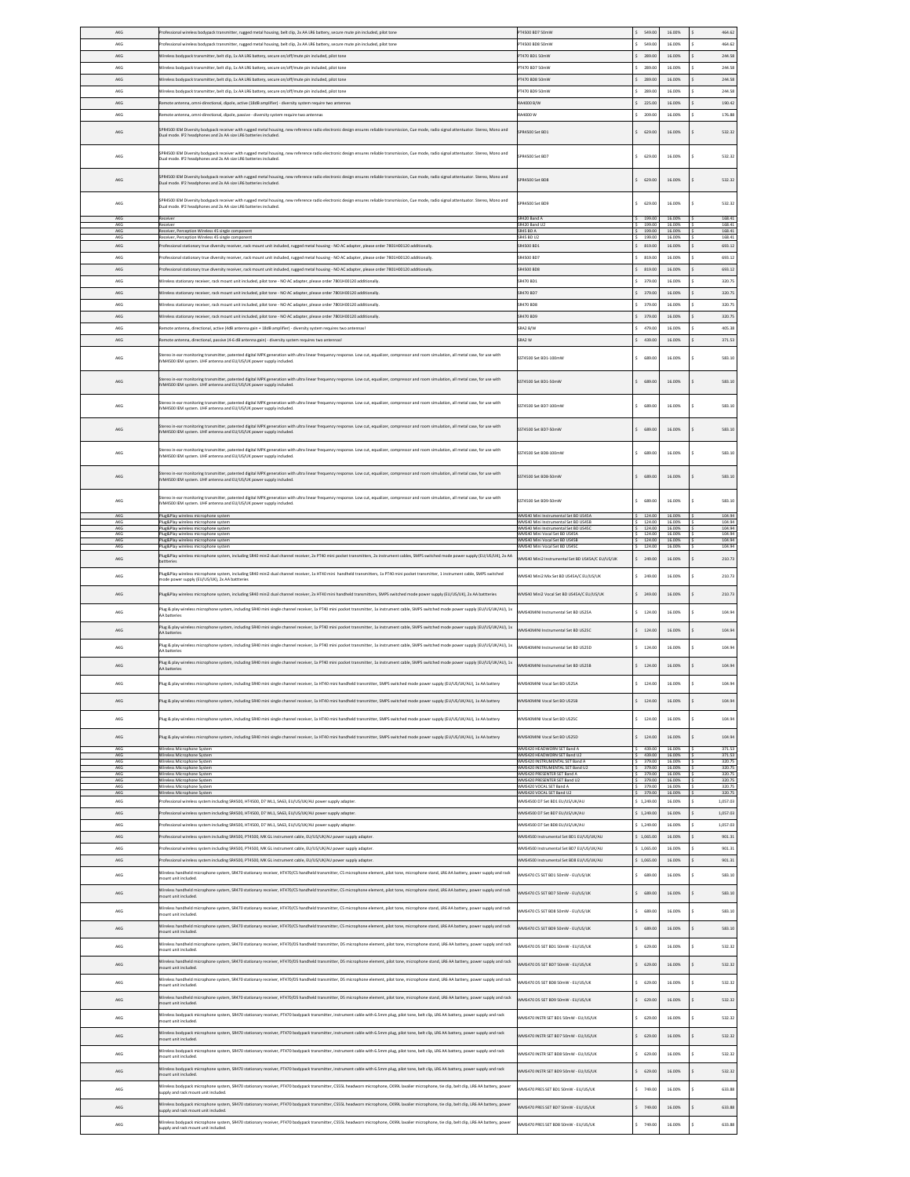| AKG | Professional wireless bodypack transmitter, rugged metal housing, belt clip, 2x AA LR6 battery, secure mute pin included, pilot tone | PT4500 BD7 50mW | $ 549.00 | 16.00% | $ 464.62 |
|---|---|---|---|---|---|
| AKG | Professional wireless bodypack transmitter, rugged metal housing, belt clip, 2x AA LR6 battery, secure mute pin included, pilot tone | PT4500 BD8 50mW | $ 549.00 | 16.00% | $ 464.62 |
| AKG | Wireless bodypack transmitter, belt clip, 1x AA LR6 battery, secure on/off/mute pin included, pilot tone | PT470 BD1 50mW | $ 289.00 | 16.00% | $ 244.58 |
| AKG | Wireless bodypack transmitter, belt clip, 1x AA LR6 battery, secure on/off/mute pin included, pilot tone | PT470 BD7 50mW | $ 289.00 | 16.00% | $ 244.58 |
| AKG | Wireless bodypack transmitter, belt clip, 1x AA LR6 battery, secure on/off/mute pin included, pilot tone | PT470 BD8 50mW | $ 289.00 | 16.00% | $ 244.58 |
| AKG | Wireless bodypack transmitter, belt clip, 1x AA LR6 battery, secure on/off/mute pin included, pilot tone | PT470 BD9 50mW | $ 289.00 | 16.00% | $ 244.58 |
| AKG | Remote antenna, omni-directional, dipole, active (18dB amplifier) - diversity system require two antennas | RA4000 B/W | $ 225.00 | 16.00% | $ 190.42 |
| AKG | Remote antenna, omni-directional, dipole, passive - diversity system require two antennas | RA4000 W | $ 209.00 | 16.00% | $ 176.88 |
| AKG | SPR4500 IEM Diversity bodypack receiver with rugged metal housing, new reference radio electronic design ensures reliable transmission, Cue mode, radio signal attentuator. Stereo, Mono and Dual mode. IP2 headphones and 2x AA size LR6 batteries included. | SPR4500 Set BD1 | $ 629.00 | 16.00% | $ 532.32 |
| AKG | SPR4500 IEM Diversity bodypack receiver with rugged metal housing, new reference radio electronic design ensures reliable transmission, Cue mode, radio signal attentuator. Stereo, Mono and Dual mode. IP2 headphones and 2x AA size LR6 batteries included. | SPR4500 Set BD7 | $ 629.00 | 16.00% | $ 532.32 |
| AKG | SPR4500 IEM Diversity bodypack receiver with rugged metal housing, new reference radio electronic design ensures reliable transmission, Cue mode, radio signal attentuator. Stereo, Mono and Dual mode. IP2 headphones and 2x AA size LR6 batteries included. | SPR4500 Set BD8 | $ 629.00 | 16.00% | $ 532.32 |
| AKG | SPR4500 IEM Diversity bodypack receiver with rugged metal housing, new reference radio electronic design ensures reliable transmission, Cue mode, radio signal attentuator. Stereo, Mono and Dual mode. IP2 headphones and 2x AA size LR6 batteries included. | SPR4500 Set BD9 | $ 629.00 | 16.00% | $ 532.32 |
| AKG | Receiver | SR420 Band A | $ 199.00 | 16.00% | $ 168.41 |
| AKG | Receiver | SR420 Band U2 | $ 199.00 | 16.00% | $ 168.41 |
| AKG | Receiver, Perception Wireless 45 single component | SR45 BD A | $ 199.00 | 16.00% | $ 168.41 |
| AKG | Receiver, Perception Wireless 45 single component | SR45 BD U2 | $ 199.00 | 16.00% | $ 168.41 |
| AKG | Professional stationary true diversity receiver, rack mount unit included, rugged metal housing - NO AC adapter, please order 7801H00120 additionally. | SR4500 BD1 | $ 819.00 | 16.00% | $ 693.12 |
| AKG | Professional stationary true diversity receiver, rack mount unit included, rugged metal housing - NO AC adapter, please order 7801H00120 additionally. | SR4500 BD7 | $ 819.00 | 16.00% | $ 693.12 |
| AKG | Professional stationary true diversity receiver, rack mount unit included, rugged metal housing - NO AC adapter, please order 7801H00120 additionally. | SR4500 BD8 | $ 819.00 | 16.00% | $ 693.12 |
| AKG | Wireless stationary receiver, rack mount unit included, pilot tone - NO AC adapter, please order 7801H00120 additionally. | SR470 BD1 | $ 379.00 | 16.00% | $ 320.75 |
| AKG | Wireless stationary receiver, rack mount unit included, pilot tone - NO AC adapter, please order 7801H00120 additionally. | SR470 BD7 | $ 379.00 | 16.00% | $ 320.75 |
| AKG | Wireless stationary receiver, rack mount unit included, pilot tone - NO AC adapter, please order 7801H00120 additionally. | SR470 BD8 | $ 379.00 | 16.00% | $ 320.75 |
| AKG | Wireless stationary receiver, rack mount unit included, pilot tone - NO AC adapter, please order 7801H00120 additionally. | SR470 BD9 | $ 379.00 | 16.00% | $ 320.75 |
| AKG | Remote antenna, directional, active (4dB antenna gain + 18dB amplifier) - diversity system requires two antennas! | SRA2 B/W | $ 479.00 | 16.00% | $ 405.38 |
| AKG | Remote antenna, directional, passive (4-6 dB antenna gain) - diversity system requires two antennas! | SRA2 W | $ 439.00 | 16.00% | $ 371.53 |
| AKG | Stereo in-ear monitoring transmitter, patented digital MPX generation with ultra linear frequency response. Low cut, equalizer, compressor and room simulation, all metal case, for use with IVM4500 IEM system. UHF antenna and EU/US/UK power supply included. | SST4500 Set BD1-100mW | $ 689.00 | 16.00% | $ 583.10 |
| AKG | Stereo in-ear monitoring transmitter, patented digital MPX generation with ultra linear frequency response. Low cut, equalizer, compressor and room simulation, all metal case, for use with IVM4500 IEM system. UHF antenna and EU/US/UK power supply included. | SST4500 Set BD1-50mW | $ 689.00 | 16.00% | $ 583.10 |
| AKG | Stereo in-ear monitoring transmitter, patented digital MPX generation with ultra linear frequency response. Low cut, equalizer, compressor and room simulation, all metal case, for use with IVM4500 IEM system. UHF antenna and EU/US/UK power supply included. | SST4500 Set BD7-100mW | $ 689.00 | 16.00% | $ 583.10 |
| AKG | Stereo in-ear monitoring transmitter, patented digital MPX generation with ultra linear frequency response. Low cut, equalizer, compressor and room simulation, all metal case, for use with IVM4500 IEM system. UHF antenna and EU/US/UK power supply included. | SST4500 Set BD7-50mW | $ 689.00 | 16.00% | $ 583.10 |
| AKG | Stereo in-ear monitoring transmitter, patented digital MPX generation with ultra linear frequency response. Low cut, equalizer, compressor and room simulation, all metal case, for use with IVM4500 IEM system. UHF antenna and EU/US/UK power supply included. | SST4500 Set BD8-100mW | $ 689.00 | 16.00% | $ 583.10 |
| AKG | Stereo in-ear monitoring transmitter, patented digital MPX generation with ultra linear frequency response. Low cut, equalizer, compressor and room simulation, all metal case, for use with IVM4500 IEM system. UHF antenna and EU/US/UK power supply included. | SST4500 Set BD8-50mW | $ 689.00 | 16.00% | $ 583.10 |
| AKG | Stereo in-ear monitoring transmitter, patented digital MPX generation with ultra linear frequency response. Low cut, equalizer, compressor and room simulation, all metal case, for use with IVM4500 IEM system. UHF antenna and EU/US/UK power supply included. | SST4500 Set BD9-50mW | $ 689.00 | 16.00% | $ 583.10 |
| AKG | Plug&Play wireless microphone system | WMS40 Mini Instrumental Set BD US45A | $ 124.00 | 16.00% | $ 104.94 |
| AKG | Plug&Play wireless microphone system | WMS40 Mini Instrumental Set BD US45B | $ 124.00 | 16.00% | $ 104.94 |
| AKG | Plug&Play wireless microphone system | WMS40 Mini Instrumental Set BD US45C | $ 124.00 | 16.00% | $ 104.94 |
| AKG | Plug&Play wireless microphone system | WMS40 Mini Vocal Set BD US45A | $ 124.00 | 16.00% | $ 104.94 |
| AKG | Plug&Play wireless microphone system | WMS40 Mini Vocal Set BD US45B | $ 124.00 | 16.00% | $ 104.94 |
| AKG | Plug&Play wireless microphone system | WMS40 Mini Vocal Set BD US45C | $ 124.00 | 16.00% | $ 104.94 |
| AKG | Plug&Play wireless microphone system, including SR40 mini2 dual channel receiver, 2x PT40 mini pocket transmitters, 2x instrument cables, SMPS switched mode power supply (EU/US/UK), 2x AA batteries | WMS40 Mini2 Instrumental Set BD US45A/C EU/US/UK | $ 249.00 | 16.00% | $ 210.73 |
| AKG | Plug&Play wireless microphone system, including SR40 mini2 dual channel receiver, 1x HT40 mini handheld transmitters, 1x PT40 mini pocket transmitter, 1 instrument cable, SMPS switched mode power supply (EU/US/UK), 2x AA batteries | WMS40 Mini2 Mix Set BD US45A/C EU/US/UK | $ 249.00 | 16.00% | $ 210.73 |
| AKG | Plug&Play wireless microphone system, including SR40 mini2 dual channel receiver, 2x HT40 mini handheld transmitters, SMPS switched mode power supply (EU/US/UK), 2x AA batteries | WMS40 Mini2 Vocal Set BD US45A/C EU/US/UK | $ 249.00 | 16.00% | $ 210.73 |
| AKG | Plug & play wireless microphone system, including SR40 mini single channel receiver, 1x PT40 mini pocket transmitter, 1x instrument cable, SMPS switched mode power supply (EU/US/UK/AU), 1x AA batteries | WMS40MINI Instrumental Set BD US25A | $ 124.00 | 16.00% | $ 104.94 |
| AKG | Plug & play wireless microphone system, including SR40 mini single channel receiver, 1x PT40 mini pocket transmitter, 1x instrument cable, SMPS switched mode power supply (EU/US/UK/AU), 1x AA batteries | WMS40MINI Instrumental Set BD US25C | $ 124.00 | 16.00% | $ 104.94 |
| AKG | Plug & play wireless microphone system, including SR40 mini single channel receiver, 1x PT40 mini pocket transmitter, 1x instrument cable, SMPS switched mode power supply (EU/US/UK/AU), 1x AA batteries | WMS40MINI Instrumental Set BD US25D | $ 124.00 | 16.00% | $ 104.94 |
| AKG | Plug & play wireless microphone system, including SR40 mini single channel receiver, 1x PT40 mini pocket transmitter, 1x instrument cable, SMPS switched mode power supply (EU/US/UK/AU), 1x AA batteries | WMS40MINI Instrumental Set BD US25B | $ 124.00 | 16.00% | $ 104.94 |
| AKG | Plug & play wireless microphone system, including SR40 mini single channel receiver, 1x HT40 mini handheld transmitter, SMPS switched mode power supply (EU/US/UK/AU), 1x AA battery | WMS40MINI Vocal Set BD US25A | $ 124.00 | 16.00% | $ 104.94 |
| AKG | Plug & play wireless microphone system, including SR40 mini single channel receiver, 1x HT40 mini handheld transmitter, SMPS switched mode power supply (EU/US/UK/AU), 1x AA battery | WMS40MINI Vocal Set BD US25B | $ 124.00 | 16.00% | $ 104.94 |
| AKG | Plug & play wireless microphone system, including SR40 mini single channel receiver, 1x HT40 mini handheld transmitter, SMPS switched mode power supply (EU/US/UK/AU), 1x AA battery | WMS40MINI Vocal Set BD US25C | $ 124.00 | 16.00% | $ 104.94 |
| AKG | Plug & play wireless microphone system, including SR40 mini single channel receiver, 1x HT40 mini handheld transmitter, SMPS switched mode power supply (EU/US/UK/AU), 1x AA battery | WMS40MINI Vocal Set BD US25D | $ 124.00 | 16.00% | $ 104.94 |
| AKG | Wireless Microphone System | WMS420 HEADWORN SET Band A | $ 439.00 | 16.00% | $ 371.53 |
| AKG | Wireless Microphone System | WMS420 HEADWORN SET Band U2 | $ 439.00 | 16.00% | $ 371.53 |
| AKG | Wireless Microphone System | WMS420 INSTRUMENTAL SET Band A | $ 379.00 | 16.00% | $ 320.75 |
| AKG | Wireless Microphone System | WMS420 INSTRUMENTAL SET Band U2 | $ 379.00 | 16.00% | $ 320.75 |
| AKG | Wireless Microphone System | WMS420 PRESENTER SET Band A | $ 379.00 | 16.00% | $ 320.75 |
| AKG | Wireless Microphone System | WMS420 PRESENTER SET Band U2 | $ 379.00 | 16.00% | $ 320.75 |
| AKG | Wireless Microphone System | WMS420 VOCAL SET Band A | $ 379.00 | 16.00% | $ 320.75 |
| AKG | Wireless Microphone System | WMS420 VOCAL SET Band U2 | $ 379.00 | 16.00% | $ 320.75 |
| AKG | Professional wireless system including SR4500, HT4500, D7 WL1, SA63, EU/US/UK/AU power supply adapter. | WMS4500 D7 Set BD1 EU/US/UK/AU | $ 1,249.00 | 16.00% | $ 1,057.03 |
| AKG | Professional wireless system including SR4500, HT4500, D7 WL1, SA63, EU/US/UK/AU power supply adapter. | WMS4500 D7 Set BD7 EU/US/UK/AU | $ 1,249.00 | 16.00% | $ 1,057.03 |
| AKG | Professional wireless system including SR4500, HT4500, D7 WL1, SA63, EU/US/UK/AU power supply adapter. | WMS4500 D7 Set BD8 EU/US/UK/AU | $ 1,249.00 | 16.00% | $ 1,057.03 |
| AKG | Professional wireless system including SR4500, PT4500, MK GL instrument cable, EU/US/UK/AU power supply adapter. | WMS4500 Instrumental Set BD1 EU/US/UK/AU | $ 1,065.00 | 16.00% | $ 901.31 |
| AKG | Professional wireless system including SR4500, PT4500, MK GL instrument cable, EU/US/UK/AU power supply adapter. | WMS4500 Instrumental Set BD7 EU/US/UK/AU | $ 1,065.00 | 16.00% | $ 901.31 |
| AKG | Professional wireless system including SR4500, PT4500, MK GL instrument cable, EU/US/UK/AU power supply adapter. | WMS4500 Instrumental Set BD8 EU/US/UK/AU | $ 1,065.00 | 16.00% | $ 901.31 |
| AKG | Wireless handheld microphone system, SR470 stationary receiver, HT470/C5 handheld transmitter, C5 microphone element, pilot tone, microphone stand, LR6 AA battery, power supply and rack mount unit included. | WMS470 C5 SET BD1 50mW - EU/US/UK | $ 689.00 | 16.00% | $ 583.10 |
| AKG | Wireless handheld microphone system, SR470 stationary receiver, HT470/C5 handheld transmitter, C5 microphone element, pilot tone, microphone stand, LR6 AA battery, power supply and rack mount unit included. | WMS470 C5 SET BD7 50mW - EU/US/UK | $ 689.00 | 16.00% | $ 583.10 |
| AKG | Wireless handheld microphone system, SR470 stationary receiver, HT470/C5 handheld transmitter, C5 microphone element, pilot tone, microphone stand, LR6 AA battery, power supply and rack mount unit included. | WMS470 C5 SET BD8 50mW - EU/US/UK | $ 689.00 | 16.00% | $ 583.10 |
| AKG | Wireless handheld microphone system, SR470 stationary receiver, HT470/C5 handheld transmitter, C5 microphone element, pilot tone, microphone stand, LR6 AA battery, power supply and rack mount unit included. | WMS470 C5 SET BD9 50mW - EU/US/UK | $ 689.00 | 16.00% | $ 583.10 |
| AKG | Wireless handheld microphone system, SR470 stationary receiver, HT470/D5 handheld transmitter, D5 microphone element, pilot tone, microphone stand, LR6 AA battery, power supply and rack mount unit included. | WMS470 D5 SET BD1 50mW - EU/US/UK | $ 629.00 | 16.00% | $ 532.32 |
| AKG | Wireless handheld microphone system, SR470 stationary receiver, HT470/D5 handheld transmitter, D5 microphone element, pilot tone, microphone stand, LR6 AA battery, power supply and rack mount unit included. | WMS470 D5 SET BD7 50mW - EU/US/UK | $ 629.00 | 16.00% | $ 532.32 |
| AKG | Wireless handheld microphone system, SR470 stationary receiver, HT470/D5 handheld transmitter, D5 microphone element, pilot tone, microphone stand, LR6 AA battery, power supply and rack mount unit included. | WMS470 D5 SET BD8 50mW - EU/US/UK | $ 629.00 | 16.00% | $ 532.32 |
| AKG | Wireless handheld microphone system, SR470 stationary receiver, HT470/D5 handheld transmitter, D5 microphone element, pilot tone, microphone stand, LR6 AA battery, power supply and rack mount unit included. | WMS470 D5 SET BD9 50mW - EU/US/UK | $ 629.00 | 16.00% | $ 532.32 |
| AKG | Wireless bodypack microphone system, SR470 stationary receiver, PT470 bodypack transmitter, instrument cable with 6.3mm plug, pilot tone, belt clip, LR6 AA battery, power supply and rack mount unit included. | WMS470 INSTR SET BD1 50mW - EU/US/UK | $ 629.00 | 16.00% | $ 532.32 |
| AKG | Wireless bodypack microphone system, SR470 stationary receiver, PT470 bodypack transmitter, instrument cable with 6.3mm plug, pilot tone, belt clip, LR6 AA battery, power supply and rack mount unit included. | WMS470 INSTR SET BD7 50mW - EU/US/UK | $ 629.00 | 16.00% | $ 532.32 |
| AKG | Wireless bodypack microphone system, SR470 stationary receiver, PT470 bodypack transmitter, instrument cable with 6.3mm plug, pilot tone, belt clip, LR6 AA battery, power supply and rack mount unit included. | WMS470 INSTR SET BD8 50mW - EU/US/UK | $ 629.00 | 16.00% | $ 532.32 |
| AKG | Wireless bodypack microphone system, SR470 stationary receiver, PT470 bodypack transmitter, instrument cable with 6.3mm plug, pilot tone, belt clip, LR6 AA battery, power supply and rack mount unit included. | WMS470 INSTR SET BD9 50mW - EU/US/UK | $ 629.00 | 16.00% | $ 532.32 |
| AKG | Wireless bodypack microphone system, SR470 stationary receiver, PT470 bodypack transmitter, C555L headworn microphone, CK99L lavalier microphone, tie clip, belt clip, LR6 AA battery, power supply and rack mount unit included. | WMS470 PRES SET BD1 50mW - EU/US/UK | $ 749.00 | 16.00% | $ 633.88 |
| AKG | Wireless bodypack microphone system, SR470 stationary receiver, PT470 bodypack transmitter, C555L headworn microphone, CK99L lavalier microphone, tie clip, belt clip, LR6 AA battery, power supply and rack mount unit included. | WMS470 PRES SET BD7 50mW - EU/US/UK | $ 749.00 | 16.00% | $ 633.88 |
| AKG | Wireless bodypack microphone system, SR470 stationary receiver, PT470 bodypack transmitter, C555L headworn microphone, CK99L lavalier microphone, tie clip, belt clip, LR6 AA battery, power supply and rack mount unit included. | WMS470 PRES SET BD8 50mW - EU/US/UK | $ 749.00 | 16.00% | $ 633.88 |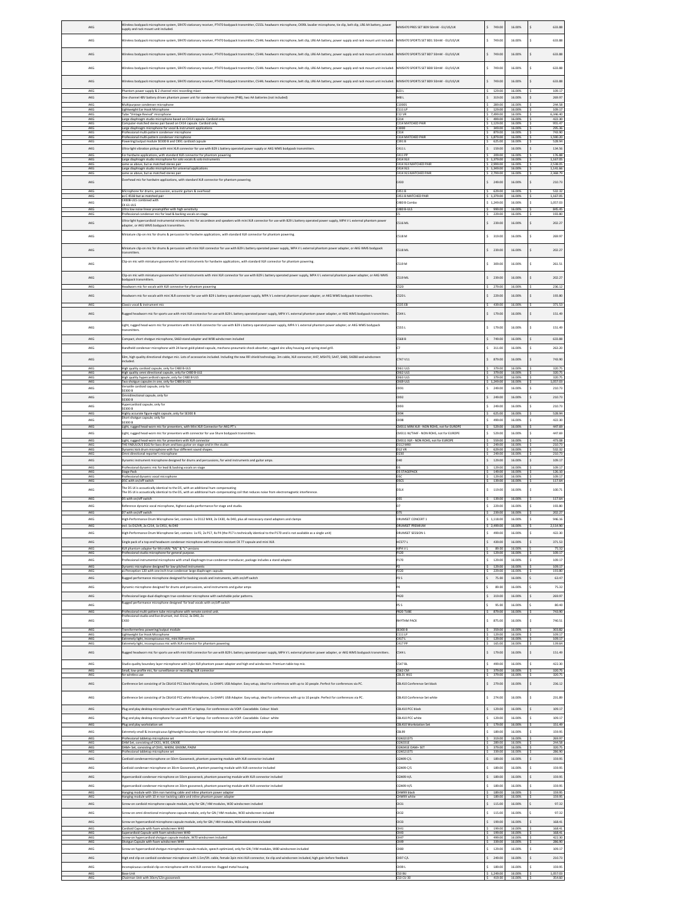| AKG | Wireless bodypack microphone system, SR470 stationary receiver, PT470 bodypack transmitter, C555L headworn microphone, CK99L lavalier microphone, tie clip, belt clip, LR6 AA battery, power supply and rack mount unit included. | WMS470 PRES SET BD9 50mW - EU/US/UK | $ 749.00 | 16.00% | $ 633.88 |
|---|---|---|---|---|---|
| AKG | Wireless bodypack microphone system, SR470 stationary receiver, PT470 bodypack transmitter, C544L headworn microphone, belt clip, LR6 AA battery, power supply and rack mount unit included. | WMS470 SPORTS SET BD1 50mW - EU/US/UK | $ 749.00 | 16.00% | $ 633.88 |
| AKG | Wireless bodypack microphone system, SR470 stationary receiver, PT470 bodypack transmitter, C544L headworn microphone, belt clip, LR6 AA battery, power supply and rack mount unit included. | WMS470 SPORTS SET BD7 50mW - EU/US/UK | $ 749.00 | 16.00% | $ 633.88 |
| AKG | Wireless bodypack microphone system, SR470 stationary receiver, PT470 bodypack transmitter, C544L headworn microphone, belt clip, LR6 AA battery, power supply and rack mount unit included. | WMS470 SPORTS SET BD8 50mW - EU/US/UK | $ 749.00 | 16.00% | $ 633.88 |
| AKG | Wireless bodypack microphone system, SR470 stationary receiver, PT470 bodypack transmitter, C544L headworn microphone, belt clip, LR6 AA battery, power supply and rack mount unit included. | WMS470 SPORTS SET BD9 50mW - EU/US/UK | $ 749.00 | 16.00% | $ 633.88 |
| AKG | Phantom power supply & 2 channel mini recording mixer | B23 L | $ 129.00 | 16.00% | $ 109.17 |
| AKG | One channel 48V battery driven phantom power unit for condenser microphones (P48), two AA batteries (not included) | B48 L | $ 319.00 | 16.00% | $ 269.97 |
| AKG | Multipurpose condenser microphone | C1000S | $ 289.00 | 16.00% | $ 244.58 |
| AKG | Lightweight Ear Hook Microphone | C111 LP | $ 129.00 | 16.00% | $ 109.17 |
| AKG | Tube "Vintage Revival" microphone | C12 VR | $ 7,499.00 | 16.00% | $ 6,346.40 |
| AKG | Large diaphragm studio microphone based on C414 capsule. Cardioid only. | C214 | $ 499.00 | 16.00% | $ 422.30 |
| AKG | Computer-matched stereo pair based on C414 capsule. Cardioid only. | C214 MATCHED PAIR | $ 1,129.00 | 16.00% | $ 955.47 |
| AKG | Large diaphragm microphone for vocal & instrument applications | C3000 | $ 349.00 | 16.00% | $ 295.36 |
| AKG | Professional multi-pattern condenser microphone | C314 | $ 879.00 | 16.00% | $ 743.90 |
| AKG | Professional multi-pattern condenser microphone | C314 MATCHED PAIR | $ 1,879.00 | 16.00% | $ 1,590.20 |
| AKG | Powering/output module SE300 B and CK91 cardioid capsule | C391 B | $ 625.00 | 16.00% | $ 528.94 |
| AKG | Ultra-light vibration pickup with mini XLR connector for use with B29 L battery operated power supply or AKG WMS bodypack transmitters. | C411 L | $ 159.00 | 16.00% | $ 134.56 |
| AKG | For hardware applications, with standard XLR connector for phantom powering. | C411 PP | $ 209.00 | 16.00% | $ 176.88 |
| AKG | Large diaphragm studio microphone for solo vocals & solo instruments | C414 XLII | $ 1,379.00 | 16.00% | $ 1,167.05 |
| AKG | same as above, but as matched stereo pair | C414 XLII MATCHED PAIR | $ 2,999.00 | 16.00% | $ 2,538.05 |
| AKG | Large diaphragm studio microphone for universal applications | C414 XLS | $ 1,349.00 | 16.00% | $ 1,141.66 |
| AKG | same as above, but as matched stereo pair | C414 XLS MATCHED PAIR | $ 2,799.00 | 16.00% | $ 2,368.79 |
| AKG | Overhead mic for hardware applications, with standard XLR connector for phantom powering. | C430 | $ 249.00 | 16.00% | $ 210.73 |
| AKG | Microphone for drums, percussion, acoustic guitars & overhead | C451 B | $ 629.00 | 16.00% | $ 532.32 |
| AKG | as C 451B but as matched pair | C451 B MATCHED PAIR | $ 1,379.00 | 16.00% | $ 1,167.05 |
| AKG | C480B-ULS combined with CK 61-ULS | C480 B Combo | $ 1,249.00 | 16.00% | $ 1,057.03 |
| AKG | Ultra low noise linear preamplifier with high sensitivity | C480 B-ULS | $ 999.00 | 16.00% | $ 845.45 |
| AKG | Professional condenser mic for lead & backing vocals on stage. | C5 | $ 229.00 | 16.00% | $ 193.80 |
| AKG | Ultra-light hypercardioid instrumental miniature mic for accordeon and speakers with mini XLR connector for use with B29 L battery operated power supply, MPA V L external phantom power adapter, or AKG WMS bodypack transmitters. | C516 ML | $ 239.00 | 16.00% | $ 202.27 |
| AKG | Miniature clip-on mic for drums & percussion for hardware applications, with standard XLR connector for phantom powering. | C518 M | $ 319.00 | 16.00% | $ 269.97 |
| AKG | Miniature clip-on mic for drums & percussion with mini XLR connector for use with B29 L battery operated power supply, MPA V L external phantom power adapter, or AKG WMS bodypack transmitters. | C518 ML | $ 239.00 | 16.00% | $ 202.27 |
| AKG | Clip-on mic with miniature gooseneck for wind instruments for hardware applications, with standard XLR connector for phantom powering. | C519 M | $ 309.00 | 16.00% | $ 261.51 |
| AKG | Clip-on mic with miniature gooseneck for wind instruments with mini XLR connector for use with B29 L battery operated power supply, MPA V L external phantom power adapter, or AKG WMS bodypack transmitters. | C519 ML | $ 239.00 | 16.00% | $ 202.27 |
| AKG | Headworn mic for vocals with XLR connector for phantom powering | C520 | $ 279.00 | 16.00% | $ 236.12 |
| AKG | Headworn mic for vocals with mini XLR connector for use with B29 L battery operated power supply, MPA V L external phantom power adapter, or AKG WMS bodypack transmitters. | C520 L | $ 229.00 | 16.00% | $ 193.80 |
| AKG | Classic vocal & instrument mic | C535 EB | $ 439.00 | 16.00% | $ 371.53 |
| AKG | Rugged headworn mic for sports use with mini XLR connector for use with B29 L battery operated power supply, MPA V L external phantom power adapter, or AKG WMS bodypack transmitters. | C544 L | $ 179.00 | 16.00% | $ 151.49 |
| AKG | Light, rugged head-worn mic for presenters with mini XLR connector for use with B29 L battery operated power supply, MPA V L external phantom power adapter, or AKG WMS bodypack transmitters. | C555 L | $ 179.00 | 16.00% | $ 151.49 |
| AKG | Compact, short shotgun microphone, SA60 stand adapter and W98 windscreen included | C568 B | $ 749.00 | 16.00% | $ 633.88 |
| AKG | Handheld condenser microphone with 24-karat gold-plated capsule, mechano-pneumatic shock absorber, rugged zinc alloy housing and spring steel grill. | C7 | $ 311.00 | 16.00% | $ 263.20 |
| AKG | Slim, high quality directional shotgun mic. Lots of accessories included. Including the new RFI shield technology. 3m cable, XLR connector, H47, MSH70, SA47, SA80, SHZ80 and windscreen included. | C747 V11 | $ 879.00 | 16.00% | $ 743.90 |
| AKG | High quality cardioid capsule, only for C480 B-ULS | CK61 ULS | $ 379.00 | 16.00% | $ 320.75 |
| AKG | High quality omni-directional capsule, only for C480 B-ULS | CK62 ULS | $ 379.00 | 16.00% | $ 320.75 |
| AKG | High quality hypercardioid capsule, only for C480 B-ULS | CK63 ULS | $ 379.00 | 16.00% | $ 320.75 |
| AKG | Two shotgun capsules in one, only for C480 B-ULS | CK69 ULS | $ 1,249.00 | 16.00% | $ 1,057.03 |
| AKG | Versatile cardioid capsule, only for SE300 B | CK91 | $ 249.00 | 16.00% | $ 210.73 |
| AKG | Omnidirectional capsule, only for SE300 B | CK92 | $ 249.00 | 16.00% | $ 210.73 |
| AKG | Hypercardioid capsule, only for SE300 B | CK93 | $ 249.00 | 16.00% | $ 210.73 |
| AKG | Highly accurate figure-eight capsule, only for SE300 B | CK94 | $ 625.00 | 16.00% | $ 528.94 |
| AKG | Short shotgun capsule, only for SE300 B | CK98 | $ 499.00 | 16.00% | $ 422.30 |
| AKG | Light, rugged head-worn mic for presenters, with Mini XLR Connector for AKG PT's | CM311 MINI XLR - NON ROHS, not for EUROPE | $ 529.00 | 16.00% | $ 447.69 |
| AKG | Light, rugged head-worn mic for presenters with connector for use Shure bodypack transmitters. | CM311 W/TA4F - NON ROHS, not for EUROPE | $ 529.00 | 16.00% | $ 447.69 |
| AKG | Light, rugged head-worn mic for presenters with XLR connector | CM311 XLR - NON ROHS, not for EUROPE | $ 559.00 | 16.00% | $ 473.08 |
| AKG | THE FABULOUS EGG for bass drum and bass guitar on stage and in the studio | D112 MKII | $ 249.00 | 16.00% | $ 210.73 |
| AKG | Dynamic kick drum microphone with four different sound shapes. | D12 VR | $ 629.00 | 16.00% | $ 532.32 |
| AKG | Omni directional reporter's microphone | D230 | $ 249.00 | 16.00% | $ 210.73 |
| AKG | Dynamic instrument microphone designed for drums and percussions, for wind instruments and guitar amps | D40 | $ 129.00 | 16.00% | $ 109.17 |
| AKG | Professional dynamic mic for lead & backing vocals on stage | D5 | $ 129.00 | 16.00% | $ 109.17 |
| AKG | Stage Pack | D5 STAGEPACK | $ 149.00 | 16.00% | $ 126.10 |
| AKG | Professional dynamic vocal microphone | D5C | $ 129.00 | 16.00% | $ 109.17 |
| AKG | D5C with on/off switch | D5CS | $ 139.00 | 16.00% | $ 117.64 |
| AKG | The D5 LX is acoustically identical to the D5, with an additional hum-compensating<br>The D5 LX is acoustically identical to the D5, with an additional hum-compensating coil that reduces noise from electromagnetic interference. | D5LX | $ 119.00 | 16.00% | $ 100.71 |
| AKG | D5 with on/off switch | D5S | $ 139.00 | 16.00% | $ 117.64 |
| AKG | Reference dynamic vocal microphone, highest audio performance for stage and studio. | D7 | $ 229.00 | 16.00% | $ 193.80 |
| AKG | D7 with on/off switch | D7S | $ 239.00 | 16.00% | $ 202.27 |
| AKG | High-Performance Drum Microphone Set, contains: 1x D112 MKII, 2x C430, 4x D40, plus all neccessary stand adapters and clamps | DRUMSET CONCERT 1 | $ 1,118.00 | 16.00% | $ 946.16 |
| AKG | incl. 1x D12VR, 2x C214, 1x C451, 4x D40 | DRUMSET PREMIUM | $ 2,499.00 | 16.00% | $ 2,114.90 |
| AKG | High-Performance Drum Microphone Set, contains: 1x P2, 2x P17, 4x P4 (the P17 is technically identical to the P170 and is not available as a single unit) | DRUMSET SESSION 1 | $ 499.00 | 16.00% | $ 422.30 |
| AKG | Single pack of a top end headworn condenser microphone with moisture resistent CK 77 capsule and mini-XLR. | HC577 L | $ 439.00 | 16.00% | $ 371.53 |
| AKG | XLR phantom adaptor for MicroMic "ML" & "L" versions | MPA V L | $ 89.00 | 16.00% | $ 75.32 |
| AKG | Professional studio microphone for general purpose. | P120 | $ 129.00 | 16.00% | $ 109.17 |
| AKG | Professional instrumental microphone with small diaphragm true condenser transducer, package includes a stand adapter. | P170 | $ 129.00 | 16.00% | $ 109.17 |
| AKG | Dynamic microphone designed for low-pitched instruments | P2 | $ 129.00 | 16.00% | $ 109.17 |
| AKG | as Perception 120 with one inch true condenser large diaphragm capsule. | P220 | $ 229.00 | 16.00% | $ 193.80 |
| AKG | Rugged performance microphone designed for backing vocals and instruments, with on/off switch | P3 S | $ 75.00 | 16.00% | $ 63.47 |
| AKG | Dynamic microphone designed for drums and percussions, wind instruments and guitar amps | P4 | $ 89.00 | 16.00% | $ 75.32 |
| AKG | Professional large-dual-diaphragm true-condenser microphone with switchable polar patterns. | P420 | $ 319.00 | 16.00% | $ 269.97 |
| AKG | Rugged performance microphone designed for lead vocals with on/off switch | P5 S | $ 95.00 | 16.00% | $ 80.40 |
| AKG | Professional multi-pattern tube microphone with remote control unit. | P820 TUBE | $ 879.00 | 16.00% | $ 743.90 |
| AKG | Professional studio and live drumset, incl. D112, 3x D40, 2x C430 | RHYTHM PACK | $ 875.00 | 16.00% | $ 740.51 |
| AKG | Transformerless powering/output module | SE300 B | $ 359.00 | 16.00% | $ 303.82 |
| AKG | Lightweight Ear Hook Microphone | C111 LP | $ 129.00 | 16.00% | $ 109.17 |
| AKG | Extremely light, inconspicuous mic, mini XLR-version | C417 L | $ 129.00 | 16.00% | $ 109.17 |
| AKG | Extremely light, inconspicuous mic with XLR connector for phantom powering | C417 PP | $ 165.00 | 16.00% | $ 139.64 |
| AKG | Rugged headworn mic for sports use with mini XLR connector for use with B29 L battery operated power supply, MPA V L external phantom power adapter, or AKG WMS bodypack transmitters. | C544 L | $ 179.00 | 16.00% | $ 151.49 |
| AKG | Studio quality boundary layer microphone with 3 pin XLR phantom power adapter and high end windscreen. Premium table-top mic. | C547 BL | $ 499.00 | 16.00% | $ 422.30 |
| AKG | Small, low-profile mic, for surveillance or recording, XLR connector | C562 CM | $ 379.00 | 16.00% | $ 320.75 |
| AKG | for wireless use | CBL31 WLS | $ 379.00 | 16.00% | $ 320.75 |
| AKG | Conference Set consisting of 3x CBL410 PCC black Microphone, 1x GHAP1 USB Adapter. Easy setup, ideal for conferences with up to 10 people. Perfect for conferences via PC. | CBL410 Conference Set black | $ 279.00 | 16.00% | $ 236.12 |
| AKG | Conference Set consisting of 3x CBL410 PCC white Microphone, 1x GHAP1 USB Adapter. Easy setup, ideal for conferences with up to 10 people. Perfect for conferences via PC. | CBL410 Conference Set white | $ 274.00 | 16.00% | $ 231.89 |
| AKG | Plug and play desktop microphone for use with PC or laptop. For conferences via VOIP. Cascadable. Colour: black | CBL410 PCC black | $ 129.00 | 16.00% | $ 109.17 |
| AKG | Plug and play desktop microphone for use with PC or laptop. For conferences via VOIP. Cascadable. Colour: white | CBL410 PCC white | $ 129.00 | 16.00% | $ 109.17 |
| AKG | Plug and play workstation set | CBL410 Workstation Set | $ 179.00 | 16.00% | $ 151.49 |
| AKG | Extremely small & inconspicuous lightweight boundary layer microphone incl. inline phantom power adapter | CBL99 | $ 189.00 | 16.00% | $ 159.95 |
| AKG | Professional tabletop microphone set | CGN321STS | $ 319.00 | 16.00% | $ 269.97 |
| AKG | DAM Set, consisting of CK31, W30, GN30E | CGN331E | $ 289.00 | 16.00% | $ 244.58 |
| AKG | DAM+ Set, consisting of CK31, W40M, GN30M, PAEM | CGN341E DAM+ SET | $ 379.00 | 16.00% | $ 320.75 |
| AKG | Professional tabletop microphone set | CGN521STS | $ 339.00 | 16.00% | $ 286.90 |
| AKG | Cardioid condensermicrophone on 50cm Gooseneck, phantom powering module with XLR connector included | CGN99 C/L | $ 189.00 | 16.00% | $ 159.95 |
| AKG | Cardioid condenser microphone on 30cm Gooseneck, phantom powering module with XLR connector included | CGN99 C/S | $ 189.00 | 16.00% | $ 159.95 |
| AKG | Hypercardioid condenser microphone on 50cm gooseneck, phantom powering module with XLR connector included | CGN99 H/L | $ 189.00 | 16.00% | $ 159.95 |
| AKG | Hypercardioid condenser microphone on 30cm gooseneck, phantom powering module with XLR connector included | CGN99 H/S | $ 189.00 | 16.00% | $ 159.95 |
| AKG | Hanging module with 10m non twisting cable and inline phantom power adapter | CHM99 black | $ 189.00 | 16.00% | $ 159.95 |
| AKG | Hanging module with 10 m non twisting cable and inline phantom power adapter | CHM99 white | $ 189.00 | 16.00% | $ 159.95 |
| AKG | Screw-on cardioid microphone capsule module, only for GN / HM modules, W30 windscreen included | CK31 | $ 115.00 | 16.00% | $ 97.32 |
| AKG | Screw-on omni directional microphone capsule module, only for GN / HM modules, W30 windscreen included | CK32 | $ 115.00 | 16.00% | $ 97.32 |
| AKG | Screw-on hypercardioid microphone capsule module, only for GN / HM modules, W30 windscreen included | CK33 | $ 199.00 | 16.00% | $ 168.41 |
| AKG | Cardioid Capsule with foam windscreen W40 | CK41 | $ 199.00 | 16.00% | $ 168.41 |
| AKG | Supercardioid Capsule with foam windscreen W40 | CK43 | $ 199.00 | 16.00% | $ 168.41 |
| AKG | Screw-on hypercardioid shotgun capsule module, W70 windscreen included | CK47 | $ 499.00 | 16.00% | $ 422.30 |
| AKG | Shotgun Capsule with foam windscreen W49 | CK49 | $ 339.00 | 16.00% | $ 286.90 |
| AKG | Screw-on hypercardioid shotgun microphone capsule module, speech optimized, only for GN / HM modules, W80 windscreen included | CK80 | $ 129.00 | 16.00% | $ 109.17 |
| AKG | High end clip-on cardioid condenser microphone with 1.5m/5ft. cable, female 3pin mini-XLR connector, tie clip and windscreen included, high gain before feedback | CK97 C/L | $ 249.00 | 16.00% | $ 210.73 |
| AKG | Inconspicuous cardioid clip-on microphone with mini XLR connector. Rugged metal housing. | CK99 L | $ 189.00 | 16.00% | $ 159.95 |
| AKG | Base Unit | CS3 BU | $ 1,249.00 | 16.00% | $ 1,057.03 |
| AKG | Chairman Unit with 30cm/12in gooseneck | CS3 CU 30 | $ 419.00 | 16.00% | $ 354.60 |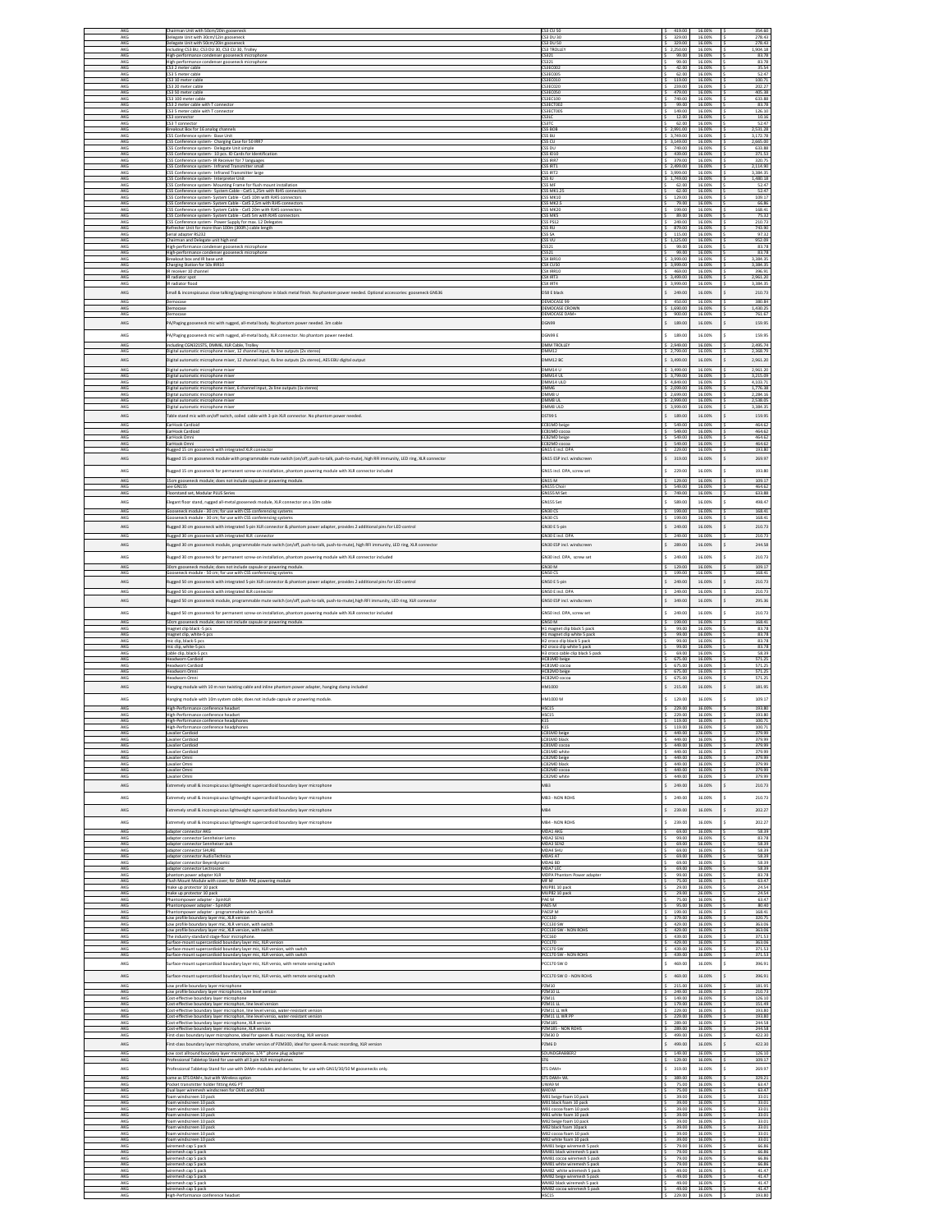| | | | | | |
|---|---|---|---|---|---|
| AKG | Chairman Unit with 50cm/20in gooseneck | CS3 CU 50 | $ 419.00 | 16.00% | $ 354.60 |
| AKG | Delegate Unit with 30cm/12in gooseneck | CS3 DU 30 | $ 329.00 | 16.00% | $ 278.43 |
| AKG | Delegate Unit with 50cm/20in gooseneck | CS3 DU 50 | $ 329.00 | 16.00% | $ 278.43 |
| AKG | including CS3 BU, CS3 DU 30, CS3 CU 30, Trolley | CS3 TROLLEY | $ 2,250.00 | 16.00% | $ 1,904.18 |
| AKG | High-performance condenser gooseneck microphone | CS321 | $ 99.00 | 16.00% | $ 83.78 |
| AKG | High-performance condenser gooseneck microphone | CS326 | $ 99.00 | 16.00% | $ 83.78 |
| AKG | CS3 2 meter cable | CS3EC002 | $ 42.00 | 16.00% | $ 35.54 |
| AKG | CS3 5 meter cable | CS3EC005 | $ 62.00 | 16.00% | $ 52.47 |
| AKG | CS3 10 meter cable | CS3EC010 | $ 119.00 | 16.00% | $ 100.71 |
| AKG | CS3 20 meter cable | CS3EC020 | $ 239.00 | 16.00% | $ 202.27 |
| AKG | CS3 50 meter cable | CS3EC050 | $ 479.00 | 16.00% | $ 405.38 |
| AKG | CS3 100 meter cable | CS3EC100 | $ 749.00 | 16.00% | $ 633.88 |
| AKG | CS3 2 meter cable with T connector | CS3ECT002 | $ 99.00 | 16.00% | $ 83.78 |
| AKG | CS3 5 meter cable with T connector | CS3ECT005 | $ 149.00 | 16.00% | $ 126.10 |
| AKG | CS3 connector | CS3LC | $ 12.00 | 16.00% | $ 10.16 |
| AKG | CS3 T connector | CS3TC | $ 62.00 | 16.00% | $ 52.47 |
| AKG | Breakout Box for 16 analog channels | CS5 BOB | $ 2,991.00 | 16.00% | $ 2,531.28 |
| AKG | CS5 Conference system- Base Unit | CS5 BU | $ 3,749.00 | 16.00% | $ 3,172.78 |
| AKG | CS5 Conference system- Charging Case for 50 RR7 | CS5 CU | $ 3,149.00 | 16.00% | $ 2,665.00 |
| AKG | CS5 Conference system- Delegate Unit simple | CS5 DU | $ 749.00 | 16.00% | $ 633.88 |
| AKG | CS5 Conference system- 10 pcs. ID Cards for Identification | CS5 ID10 | $ 439.00 | 16.00% | $ 371.53 |
| AKG | CS5 Conference system- IR Receiver for 7 languages | CS5 RR7 | $ 379.00 | 16.00% | $ 320.75 |
| AKG | CS5 Conference system- Infrared Transmitter small | CS5 IRT1 | $ 2,499.00 | 16.00% | $ 2,114.90 |
| AKG | CS5 Conference system- Infrared Transmitter large | CS5 IRT2 | $ 3,999.00 | 16.00% | $ 3,384.35 |
| AKG | CS5 Conference system- Interpreter Unit | CS5 IU | $ 1,749.00 | 16.00% | $ 1,480.18 |
| AKG | CS5 Conference system- Mounting Frame for flush mount installation | CS5 MF | $ 62.00 | 16.00% | $ 52.47 |
| AKG | CS5 Conference system- System Cable - Cat5 1,25m with RJ45 connectors | CS5 MK1.25 | $ 62.00 | 16.00% | $ 52.47 |
| AKG | CS5 Conference system- System Cable - Cat5 10m with RJ45 connectors | CS5 MK10 | $ 129.00 | 16.00% | $ 109.17 |
| AKG | CS5 Conference system- System Cable - Cat5 2,5m with RJ45 connectors | CS5 MK2.5 | $ 79.00 | 16.00% | $ 66.86 |
| AKG | CS5 Conference system- System Cable - Cat5 20m with RJ45 connectors | CS5 MK20 | $ 199.00 | 16.00% | $ 168.41 |
| AKG | CS5 Conference system- System Cable - Cat5 5m with RJ45 connectors | CS5 MK5 | $ 89.00 | 16.00% | $ 75.32 |
| AKG | CS5 Conference system- Power Supply for max. 12 Delegates | CS5 PS12 | $ 249.00 | 16.00% | $ 210.73 |
| AKG | Refresher Unit for more than 100m (300ft.) cable length | CS5 RU | $ 879.00 | 16.00% | $ 743.90 |
| AKG | Serial adapter RS232 | CS5 SA | $ 115.00 | 16.00% | $ 97.32 |
| AKG | Chairman and Delegate unit high end | CS5 VU | $ 1,125.00 | 16.00% | $ 952.09 |
| AKG | High-performance condenser gooseneck microphone | CS521 | $ 99.00 | 16.00% | $ 83.78 |
| AKG | High-performance condenser gooseneck microphone | CS521 | $ 99.00 | 16.00% | $ 83.78 |
| AKG | Breakout box and IR base unit | CS6 BIR10 | $ 3,999.00 | 16.00% | $ 3,384.35 |
| AKG | Charging Station for 50x RR10 | CS6 CU50 | $ 3,999.00 | 16.00% | $ 3,384.35 |
| AKG | IR receiver 10 channel | CS6 RR10 | $ 469.00 | 16.00% | $ 396.91 |
| AKG | IR radiator spot | CS6 RT3 | $ 3,499.00 | 16.00% | $ 2,961.20 |
| AKG | IR radiator flood | CS6 RT4 | $ 3,999.00 | 16.00% | $ 3,384.35 |
| AKG | Small & inconspicuous close-talking/paging microphone in black metal finish. No phantom power needed. Optional accessories: gooseneck GN536 | D58 E black | $ 249.00 | 16.00% | $ 210.73 |
| AKG | Democase | DEMOCASE 99 | $ 450.00 | 16.00% | $ 380.84 |
| AKG | Democase | DEMOCASE CROWN | $ 1,690.00 | 16.00% | $ 1,430.25 |
| AKG | Democase | DEMOCASE DAM+ | $ 900.00 | 16.00% | $ 761.67 |
| AKG | PA/Paging gooseneck mic with rugged, all-metal body. No phantom power needed. 3m cable | DGN99 | $ 189.00 | 16.00% | $ 159.95 |
| AKG | PA/Paging gooseneck mic with rugged, all-metal body, XLR connector. No phantom power needed. | DGN99 E | $ 189.00 | 16.00% | $ 159.95 |
| AKG | including CGN321STS, DMM6, XLR Cable, Trolley | DMM TROLLEY | $ 2,949.00 | 16.00% | $ 2,495.74 |
| AKG | Digital automatic microphone mixer, 12 channel input, 4x line outputs (2x stereo) | DMM12 | $ 2,799.00 | 16.00% | $ 2,368.79 |
| AKG | Digital automatic microphone mixer, 12 channel input, 4x line outputs (2x stereo), AES EBU digital output | DMM12 BC | $ 3,499.00 | 16.00% | $ 2,961.20 |
| AKG | Digital automatic microphone mixer | DMM14 U | $ 3,499.00 | 16.00% | $ 2,961.20 |
| AKG | Digital automatic microphone mixer | DMM14 UL | $ 3,799.00 | 16.00% | $ 3,215.09 |
| AKG | Digital automatic microphone mixer | DMM14 ULD | $ 4,849.00 | 16.00% | $ 4,103.71 |
| AKG | Digital automatic microphone mixer, 6 channel input, 2x line outputs (1x stereo) | DMM6 | $ 2,099.00 | 16.00% | $ 1,776.38 |
| AKG | Digital automatic microphone mixer | DMM8 U | $ 2,699.00 | 16.00% | $ 2,284.16 |
| AKG | Digital automatic microphone mixer | DMM8 UL | $ 2,999.00 | 16.00% | $ 2,538.05 |
| AKG | Digital automatic microphone mixer | DMM8 ULD | $ 3,999.00 | 16.00% | $ 3,384.35 |
| AKG | Table stand mic with on/off switch, coiled cable with 3-pin XLR connector. No phantom power needed. | DST99 S | $ 189.00 | 16.00% | $ 159.95 |
| AKG | EarHook Cardioid | ECB1MD beige | $ 549.00 | 16.00% | $ 464.62 |
| AKG | EarHook Cardioid | ECB1MD cocoa | $ 549.00 | 16.00% | $ 464.62 |
| AKG | EarHook Omni | ECB2MD beige | $ 549.00 | 16.00% | $ 464.62 |
| AKG | EarHook Omni | ECB2MD cocoa | $ 549.00 | 16.00% | $ 464.62 |
| AKG | Rugged 15 cm gooseneck with integrated XLR connector | GN15 E incl. DPA | $ 229.00 | 16.00% | $ 193.80 |
| AKG | Rugged 15 cm gooseneck module with programmable mute switch (on/off, push-to-talk, push-to-mute), high RFI immunity, LED ring, XLR connector | GN15 ESP incl. windscreen | $ 319.00 | 16.00% | $ 269.97 |
| AKG | Rugged 15 cm gooseneck for permanent screw-on installation, phantom powering module with XLR connector included | GN15 incl. DPA, screw set | $ 229.00 | 16.00% | $ 193.80 |
| AKG | 15cm gooseneck module; does not include capsule or powering module. | GN15 M | $ 129.00 | 16.00% | $ 109.17 |
| AKG | See GN155 | GN155 Chair | $ 549.00 | 16.00% | $ 464.62 |
| AKG | Floorstand set, Modular PLUS Series | GN155 M Set | $ 749.00 | 16.00% | $ 633.88 |
| AKG | Elegant floor stand, rugged all-metal gooseneck module, XLR connector on a 10m cable | GN155 Set | $ 589.00 | 16.00% | $ 498.47 |
| AKG | Gooseneck module - 30 cm; for use with CS5 conferencing systems | GN30 CS | $ 199.00 | 16.00% | $ 168.41 |
| AKG | Gooseneck module - 30 cm; for use with CS5 conferencing systems | GN30 CS | $ 199.00 | 16.00% | $ 168.41 |
| AKG | Rugged 30 cm gooseneck with integrated 5-pin XLR connector & phantom power adapter, provides 2 additional pins for LED control | GN30 E 5-pin | $ 249.00 | 16.00% | $ 210.73 |
| AKG | Rugged 30 cm gooseneck with integrated XLR connector | GN30 E incl. DPA | $ 249.00 | 16.00% | $ 210.73 |
| AKG | Rugged 30 cm gooseneck module, programmable mute switch (on/off, push-to-talk, push-to-mute), high RFI immunity, LED ring, XLR connector | GN30 ESP incl. windscreen | $ 289.00 | 16.00% | $ 244.58 |
| AKG | Rugged 30 cm gooseneck for permanent screw-on installation, phantom powering module with XLR connector included | GN30 incl. DPA, screw set | $ 249.00 | 16.00% | $ 210.73 |
| AKG | 30cm gooseneck module; does not include capsule or powering module. | GN30 M | $ 129.00 | 16.00% | $ 109.17 |
| AKG | Gooseneck module - 50 cm; for use with CS5 conferencing systems | GN50 CS | $ 199.00 | 16.00% | $ 168.41 |
| AKG | Rugged 50 cm gooseneck with integrated 5-pin XLR connector & phantom power adapter, provides 2 additional pins for LED control | GN50 E 5-pin | $ 249.00 | 16.00% | $ 210.73 |
| AKG | Rugged 50 cm gooseneck with integrated XLR connector | GN50 E incl. DPA | $ 249.00 | 16.00% | $ 210.73 |
| AKG | Rugged 50 cm gooseneck module, programmable mute switch (on/off, push-to-talk, push-to-mute),high RFI immunity, LED ring, XLR connector | GN50 ESP incl. windscreen | $ 349.00 | 16.00% | $ 295.36 |
| AKG | Rugged 50 cm gooseneck for permanent screw-on installation, phantom powering module with XLR connector included | GN50 incl. DPA, screw set | $ 249.00 | 16.00% | $ 210.73 |
| AKG | 50cm gooseneck module; does not include capsule or powering module. | GN50 M | $ 199.00 | 16.00% | $ 168.41 |
| AKG | magnet clip black -5 pcs | H1 magnet clip black 5 pack | $ 99.00 | 16.00% | $ 83.78 |
| AKG | magnet clip, white-5 pcs | H1 magnet clip white 5 pack | $ 99.00 | 16.00% | $ 83.78 |
| AKG | mic clip, black-5 pcs | H2 croco clip black 5 pack | $ 99.00 | 16.00% | $ 83.78 |
| AKG | mic clip, white-5 pcs | H2 croco clip white 5 pack | $ 99.00 | 16.00% | $ 83.78 |
| AKG | cable clip, black-6 pcs | H3 croco cable clip black 5 pack | $ 69.00 | 16.00% | $ 58.39 |
| AKG | Headworn Cardioid | HCB1MD beige | $ 675.00 | 16.00% | $ 571.25 |
| AKG | Headworn Cardioid | HCB1MD cocoa | $ 675.00 | 16.00% | $ 571.25 |
| AKG | Headworn Omni | HCB2MD beige | $ 675.00 | 16.00% | $ 571.25 |
| AKG | Headworn Omni | HCB2MD cocoa | $ 675.00 | 16.00% | $ 571.25 |
| AKG | Hanging module with 10 m non twisting cable and inline phantom power adapter, hanging clamp included | HM1000 | $ 215.00 | 16.00% | $ 181.95 |
| AKG | Hanging module with 10m system cable; does not include capsule or powering module. | HM1000 M | $ 129.00 | 16.00% | $ 109.17 |
| AKG | High-Performance conference headset | HSC15 | $ 229.00 | 16.00% | $ 193.80 |
| AKG | High-Performance conference headset | HSC15 | $ 229.00 | 16.00% | $ 193.80 |
| AKG | High-Performance conference headphones | K15 | $ 119.00 | 16.00% | $ 100.71 |
| AKG | High-Performance conference headphones | K15 | $ 119.00 | 16.00% | $ 100.71 |
| AKG | Lavalier Cardioid | LC81MD beige | $ 449.00 | 16.00% | $ 379.99 |
| AKG | Lavalier Cardioid | LC81MD black | $ 449.00 | 16.00% | $ 379.99 |
| AKG | Lavalier Cardioid | LC81MD cocoa | $ 449.00 | 16.00% | $ 379.99 |
| AKG | Lavalier Cardioid | LC81MD white | $ 449.00 | 16.00% | $ 379.99 |
| AKG | Lavalier Omni | LC82MD beige | $ 449.00 | 16.00% | $ 379.99 |
| AKG | Lavalier Omni | LC82MD black | $ 449.00 | 16.00% | $ 379.99 |
| AKG | Lavalier Omni | LC82MD cocoa | $ 449.00 | 16.00% | $ 379.99 |
| AKG | Lavalier Omni | LC82MD white | $ 449.00 | 16.00% | $ 379.99 |
| AKG | Extremely small & inconspicuous lightweight supercardioid boundary layer microphone | MB3 | $ 249.00 | 16.00% | $ 210.73 |
| AKG | Extremely small & inconspicuous lightweight supercardioid boundary layer microphone | MB3 - NON ROHS | $ 249.00 | 16.00% | $ 210.73 |
| AKG | Extremely small & inconspicuous lightweight supercardioid boundary layer microphone | MB4 | $ 239.00 | 16.00% | $ 202.27 |
| AKG | Extremely small & inconspicuous lightweight supercardioid boundary layer microphone | MB4 - NON ROHS | $ 239.00 | 16.00% | $ 202.27 |
| AKG | adapter connector AKG | MDAE AKG | $ 69.00 | 16.00% | $ 58.39 |
| AKG | adapter connector Sennheiser Lemo | MDAE SEN1 | $ 99.00 | 16.00% | $ 83.78 |
| AKG | adapter connector Sennheiser Jack | MDAE SEN2 | $ 69.00 | 16.00% | $ 58.39 |
| AKG | adapter connector SHURE | MDAE SHU | $ 69.00 | 16.00% | $ 58.39 |
| AKG | adapter connector AudioTechnica | MDAE AT | $ 69.00 | 16.00% | $ 58.39 |
| AKG | adapter connector Beyerdynamic | MDAE BD | $ 69.00 | 16.00% | $ 58.39 |
| AKG | adapter connector Lectrosonic | MDAE LEC | $ 69.00 | 16.00% | $ 58.39 |
| AKG | phantom power adapter XLR | MDPA Phantom Power adapter | $ 99.00 | 16.00% | $ 83.78 |
| AKG | Flush Mount Module with cover; for DAM+ PAE powering module | MF M | $ 75.00 | 16.00% | $ 63.47 |
| AKG | make up protector 10 pack | MUP81 10 pack | $ 29.00 | 16.00% | $ 24.54 |
| AKG | make up protector 10 pack | MUP82 10 pack | $ 29.00 | 16.00% | $ 24.54 |
| AKG | Phantompower adapter - 3pinXLR | PAE M | $ 75.00 | 16.00% | $ 63.47 |
| AKG | Phantompower adapter - 5pinXLR | PAE5 M | $ 95.00 | 16.00% | $ 80.40 |
| AKG | Phantompower adapter - programmable switch 3pinXLR | PAESP M | $ 199.00 | 16.00% | $ 168.41 |
| AKG | Low profile boundary layer mic, XLR version | PCC130 | $ 379.00 | 16.00% | $ 320.75 |
| AKG | Low profile boundary layer mic, XLR version, with switch | PCC130 SW | $ 429.00 | 16.00% | $ 363.06 |
| AKG | Low profile boundary layer mic, XLR version, with switch | PCC130 SW - NON ROHS | $ 429.00 | 16.00% | $ 363.06 |
| AKG | The industry-standard stage-floor microphone. | PCC160 | $ 439.00 | 16.00% | $ 371.53 |
| AKG | Surface-mount supercardioid boundary layer mic, XLR version | PCC170 | $ 429.00 | 16.00% | $ 363.06 |
| AKG | Surface-mount supercardioid boundary layer mic, XLR version, with switch | PCC170 SW | $ 439.00 | 16.00% | $ 371.53 |
| AKG | Surface-mount supercardioid boundary layer mic, XLR version, with switch | PCC170 SW - NON ROHS | $ 439.00 | 16.00% | $ 371.53 |
| AKG | Surface-mount supercardioid boundary layer mic, XLR versio, with remote sensing switch | PCC170 SW D | $ 469.00 | 16.00% | $ 396.91 |
| AKG | Surface-mount supercardioid boundary layer mic, XLR versio, with remote sensing switch | PCC170 SW D - NON ROHS | $ 469.00 | 16.00% | $ 396.91 |
| AKG | Low profile boundary layer microphone | PZM10 | $ 215.00 | 16.00% | $ 181.95 |
| AKG | Low profile boundary layer microphone, Line level version | PZM10 LL | $ 249.00 | 16.00% | $ 210.73 |
| AKG | Cost-effective boundary layer microphone | PZM11 | $ 149.00 | 16.00% | $ 126.10 |
| AKG | Cost-effective boundary layer microphone, line level version | PZM11 LL | $ 179.00 | 16.00% | $ 151.49 |
| AKG | Cost-effective boundary layer microphone, line level versio, water-resistant version | PZM11 LL WR | $ 229.00 | 16.00% | $ 193.80 |
| AKG | Cost-effective boundary layer microphone, line level versio, water-resistant version | PZM11 LL WR PP | $ 229.00 | 16.00% | $ 193.80 |
| AKG | Cost-effective boundary layer microphone, XLR version | PZM185 | $ 289.00 | 16.00% | $ 244.58 |
| AKG | Cost-effective boundary layer microphone, XLR version | PZM185 - NON ROHS | $ 289.00 | 16.00% | $ 244.58 |
| AKG | First-class boundary layer microphone, ideal for speech & music recording, XLR version | PZM30 D | $ 499.00 | 16.00% | $ 422.30 |
| AKG | First-class boundary layer microphone, smaller version of PZM30D, ideal for speech & music recording, XLR version | PZM6 D | $ 499.00 | 16.00% | $ 422.30 |
| AKG | Low cost allround boundary layer microphone, 3/4 " phone plug adapter | SOUNDGRABBER2 | $ 149.00 | 16.00% | $ 126.10 |
| AKG | Professional Tabletop Stand for use with all 3 pin XLR microphones | ST6 | $ 129.00 | 16.00% | $ 109.17 |
| AKG | Professional Tabletop Stand for use with DAM+ modules and derivates; for use with GN15/30/50 M goosenecks only | STS DAM+ | $ 319.00 | 16.00% | $ 269.97 |
| AKG | same as STS DAM+, but with Wireless option | STS DAM+ WL | $ 389.00 | 16.00% | $ 329.21 |
| AKG | Pocket transmitter holder fitting AKG PT | SWA9 M | $ 75.00 | 16.00% | $ 63.47 |
| AKG | Dual layer wiremesh windscreen for CK41 and CK43 | W40 M | $ 75.00 | 16.00% | $ 63.47 |
| AKG | Foam windscreen 10 pack | W81 beige foam 10 pack | $ 39.00 | 16.00% | $ 33.01 |
| AKG | Foam windscreen 10 pack | W81 black foam 10 pack | $ 39.00 | 16.00% | $ 33.01 |
| AKG | Foam windscreen 10 pack | W81 cocoa foam 10 pack | $ 39.00 | 16.00% | $ 33.01 |
| AKG | Foam windscreen 10 pack | W81 white foam 10 pack | $ 39.00 | 16.00% | $ 33.01 |
| AKG | Foam windscreen 10 pack | W82 beige foam 10 pack | $ 39.00 | 16.00% | $ 33.01 |
| AKG | Foam windscreen 10 pack | W82 black foam 10pack | $ 39.00 | 16.00% | $ 33.01 |
| AKG | Foam windscreen 10 pack | W82 cocoa foam 10 pack | $ 39.00 | 16.00% | $ 33.01 |
| AKG | Foam windscreen 10 pack | W82 white foam 10 pack | $ 39.00 | 16.00% | $ 33.01 |
| AKG | wiremesh cap 5 pack | WM81 beige wiremesh 5 pack | $ 79.00 | 16.00% | $ 66.86 |
| AKG | wiremesh cap 5 pack | WM81 black wiremesh 5 pack | $ 79.00 | 16.00% | $ 66.86 |
| AKG | wiremesh cap 5 pack | WM81 cocoa wiremesh 5 pack | $ 79.00 | 16.00% | $ 66.86 |
| AKG | wiremesh cap 5 pack | WM81 white wiremesh 5 pack | $ 79.00 | 16.00% | $ 66.86 |
| AKG | wiremesh cap 5 pack | WM82 white wiremesh 5 pack | $ 49.00 | 16.00% | $ 41.47 |
| AKG | wiremesh cap 5 pack | WM82 beige wiremesh 5 pack | $ 49.00 | 16.00% | $ 41.47 |
| AKG | wiremesh cap 5 pack | WM82 black wiremesh 5 pack | $ 49.00 | 16.00% | $ 41.47 |
| AKG | wiremesh cap 5 pack | WM82 cocoa wiremesh 5 pack | $ 49.00 | 16.00% | $ 41.47 |
| AKG | High-Performance conference headset | HSC15 | $ 229.00 | 16.00% | $ 193.80 |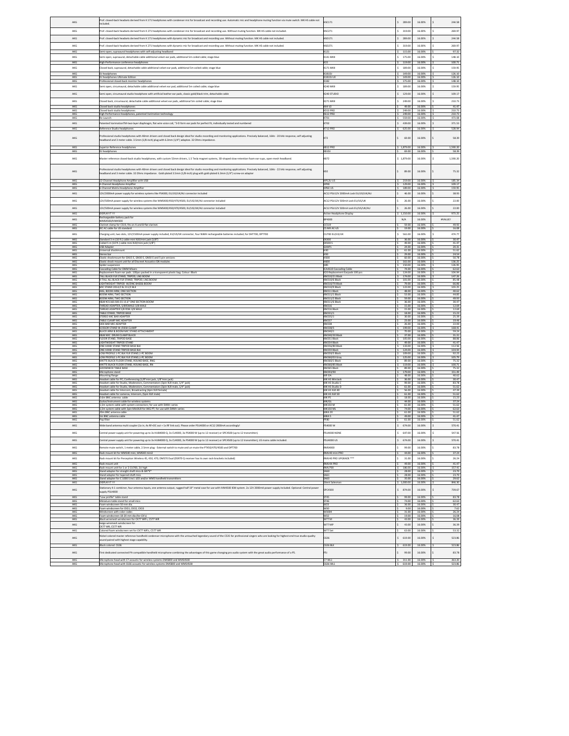| | | | | | |
|---|---|---|---|---|---|
| AKG | Prof. closed-back headsets derived from K 171 headphones with condenser mic for broadcast and recording use. Automatic mic and headphone muting function via mute switch. MK HS cable not included. | HSC171 | $ 289.00 | 16.00% | $ 246.58 |
| AKG | Prof. closed-back headsets derived from K 271 headphones with condenser mic for broadcast and recording use. Without muting function. MK HS cable not included. | HSC271 | $ 319.00 | 16.00% | $ 269.97 |
| AKG | Prof. closed-back headsets derived from K 171 headphones with dynamic mic for broadcast and recording use. Without muting function. MK HS cable not included. | HSD171 | $ 289.00 | 16.00% | $ 246.58 |
| AKG | Prof. closed-back headsets derived from K 271 headphones with dynamic mic for broadcast and recording use. Without muting function. MK HS cable not included. | HSD271 | $ 319.00 | 16.00% | $ 269.97 |
| AKG | Semi-open, supraaural headphones with self-adjusting headband | K121 | $ 115.00 | 16.00% | $ 97.32 |
| AKG | Semi open, supraaural, detachable cable additional velvet ear pads, additional 5m coiled cable; stage blue | K141 MKII | $ 175.00 | 16.00% | $ 148.10 |
| AKG | High-Performance conference headphones | K15 | $ 119.00 | 16.00% | $ 100.71 |
| AKG | Closed back, supraaural, detachable cable additional velvet ear pads, additional 5m coiled cable; stage blue | K171 MKII | $ 189.00 | 16.00% | $ 159.95 |
| AKG | DJ headphones | K181DJ | $ 149.00 | 16.00% | $ 126.10 |
| AKG | DJ headphones Ultimate Edition | K181DJ UE | $ 149.00 | 16.00% | $ 126.10 |
| AKG | Professional closed-back monitor headphones | K182 | $ 175.00 | 16.00% | $ 148.10 |
| AKG | Semi open, circumaural, detachable cable additional velvet ear pad, additional 5m coiled cable; stage blue | K240 MKII | $ 189.00 | 16.00% | $ 159.95 |
| AKG | Semi open, circumaural studio headphone with artificial leather ear pads, classic gold/black trim, detachable cable | K240 STUDIO | $ 129.00 | 16.00% | $ 109.17 |
| AKG | Closed back, circumaural, detachable cable additional velvet ear pads, additional 5m coiled cable; stage blue | K271 MKII | $ 249.00 | 16.00% | $ 210.73 |
| AKG | Closed back studio headphones | K44 V2 | $ 49.00 | 16.00% | $ 41.47 |
| AKG | Closed back studio headphones | K553 PRO | $ 249.00 | 16.00% | $ 210.73 |
| AKG | High Performance Headphones, patented Varimotion technology | K612 PRO | $ 249.00 | 16.00% | $ 210.73 |
| AKG | Re-Launch | K701 | $ 559.00 | 16.00% | $ 473.08 |
| AKG | Patented VarimotionTM two-layer diaphragm, flat wire voice coil, "3-D form ear pads for perfect fit, individually tested and numbered | K702 | $ 439.00 | 16.00% | $ 371.53 |
| AKG | Reference Studio headphones | K712 PRO | $ 625.00 | 16.00% | $ 528.94 |
| AKG | Professional studio headphones with 40mm drivers and closed back design ideal for studio recording and monitoring applications. Precisely balanced, 16Hz - 20 kHz response, self adjusting headband and 3 meter cable. 3.5mm (1/8-inch) plug with 6.3mm (1/4") adapter. 32 Ohms impedance. | K72 | $ 69.00 | 16.00% | $ 58.39 |
| AKG | Superior Reference headphones | K812 PRO | $ 1,879.00 | 16.00% | $ 1,590.20 |
| AKG | DJ headphones | K81DJ | $ 69.00 | 16.00% | $ 58.39 |
| AKG | Master reference closed-back studio headphones, with custom 53mm drivers, 1.5 Tesla magnet systems, 3D-shaped slow-retention foam ear-cups, open-mesh headband. | K872 | $ 1,879.00 | 16.00% | $ 1,590.20 |
| AKG | Professional studio headphones with 40mm drivers and closed back design ideal for studio recording and monitoring applications. Precisely balanced, 16Hz - 22 kHz response, self adjusting headband and 3 meter cable. 32 Ohms impedance. Gold-plated 3.5mm (1/8-inch) plug with gold-plated 6.3mm (1/4") screw-on adapter | K92 | $ 89.00 | 16.00% | $ 75.32 |
| AKG | 12-Channel Headphone Amplifier with USB | HP12U US | $ 219.00 | 16.00% | $ 185.34 |
| AKG | 4-Channel Headphone Amplifier | HP4E | $ 129.00 | 16.00% | $ 109.17 |
| AKG | 6-Channel Matrix Headphone Amplifier | HP6E US | $ 189.00 | 16.00% | $ 159.95 |
| AKG | 12V/2000mA power supply for wireless systems like PS4000, EU/US/UK/AU connector included | AC12 PSU12V 2000mA Lock EU/US/UK/AU | $ 46.00 | 16.00% | $ 38.93 |
| AKG | 12V/500mA power supply for wireless systems like WMS400/450/470/4500, EU/US/UK/AU connector included | AC12 PSU12V 500mA Lock EU/US/UK | $ 26.00 | 16.00% | $ 22.00 |
| AKG | 12V/500mA power supply for wireless systems like WMS400/450/470/4500, EU/US/UK/AU connector included | AC12 PSU12V 500mA Lock EU/US/UK/AU | $ 26.00 | 16.00% | $ 22.00 |
| AKG | DISPLAY !!! !!! | Active Headphone Display | $ 1,150.00 | 16.00% | $ 973.25 |
| AKG | Rechargeable battery pack for WMS450/WMS4500 | BP4000 | N/A | 16.00% | #VALUE! |
| AKG | Clarinet clamp for C519, fits on A and B-flat clarinet. | CCS19 | $ 59.00 | 16.00% | $ 49.93 |
| AKG | IEC AC cable for US standard | CS MK AC-US | $ 19.00 | 16.00% | $ 16.08 |
| AKG | Charging unit, two slots, 12V/1500mA power supply included, EU/US/UK connector, four NiMH rechargeable batteries included, for DHT700, DPT700 | CU700 EU/US/UK | $ 561.00 | 16.00% | $ 474.77 |
| AKG | Standard 3 m (10 ft.) cable mini XLR/mini jack (1/8") | EK300 | $ 36.00 | 16.00% | $ 30.47 |
| AKG | Coiled 5 m (10 ft.) cable mini XLR/mini jack (1/8") | EK500 S | $ 49.00 | 16.00% | $ 41.47 |
| AKG | USB Adapter | GAMP1 | $ 24.00 | 16.00% | $ 20.31 |
| AKG | Universal shockmount | H30 | $ 61.00 | 16.00% | $ 51.62 |
| AKG | Stereo bar | H50 | $ 29.00 | 16.00% | $ 24.54 |
| AKG | Elastic shockmount for GN15 E, GN30 E, GN50 E and 5-pin versions | H500 | $ 60.00 | 16.00% | $ 50.78 |
| AKG | Elastic shock mount unit for all Discreet Acoustics GN modules | H600 | $ 161.00 | 16.00% | $ 136.25 |
| AKG | Spider suspension | H85 | $ 150.00 | 16.00% | $ 126.95 |
| AKG | Cascading Cable for DMM Mixers | ICAA610 Cascading Cable | $ 74.00 | 16.00% | $ 62.63 |
| AKG | Replacement foam ear pads. 100pcs packed in a transparent plastic bag. Colour: Black | K29 Replacement Earpads 100 pcs | $ 124.00 | 16.00% | $ 104.94 |
| AKG | TALL BLACK FLR STAND, TRIPOD, LNG BOOM | KM210/21 Black | $ 174.00 | 16.00% | $ 147.26 |
| AKG | X-TALL ALL BLACK FLR STAND, TRIPOD, LNG BOOM | KM210/6 Black | $ 101.00 | 16.00% | $ 85.48 |
| AKG | LIGHTWEIGHT TRIPOD W/ONE BASE& BOOM | KM210/70 Black | $ 79.00 | 16.00% | $ 66.86 |
| AKG | MIC STAND 201A/2 & 211/2 BLK | KM210/9 Black | $ 122.00 | 16.00% | $ 103.25 |
| AKG | MIC, BOOM ARM, ONE SECTION | KM211 Black | $ 48.00 | 16.00% | $ 40.62 |
| AKG | BOOM ARM, TWO SECTION | KM211/1 Black | $ 53.00 | 16.00% | $ 44.85 |
| AKG | BOOM ARM, TWO SECTION | KM211/2 Black | $ 59.00 | 16.00% | $ 49.93 |
| AKG | K&M #21160.500.55 15.6" ONE SECTION BOOM | KM211/6 Black | $ 36.00 | 16.00% | $ 30.47 |
| AKG | THREAD ADAPTER, 5/8FEMALE-3/8 MALE | KM216 | $ 15.00 | 16.00% | $ 12.69 |
| AKG | THREAD ADAPTER 5/8 FEM-3/8 MALE | KM216 Black | $ 15.00 | 16.00% | $ 12.69 |
| AKG | TABLE STAND, TRIPOD BASE | KM231/1 | $ 18.00 | 16.00% | $ 15.23 |
| AKG | STEREO MIC BAR ADAPTER | KM235/1 | $ 30.00 | 16.00% | $ 25.39 |
| AKG | TABLE CLAMP MIC ADAPTER | KM237 | $ 23.00 | 16.00% | $ 19.46 |
| AKG | SIDE BAR MIC ADAPTER | KM238 | $ 26.00 | 16.00% | $ 22.00 |
| AKG | SCISSOR STAND W /DESK CLAMP | KM238/5 | $ 199.00 | 16.00% | $ 168.41 |
| AKG | BLACK ARM & BOOM MIC STAND ATTACHMENT | KM240/1 | $ 70.00 | 16.00% | $ 59.24 |
| AKG | K&M MIC. DRUM CLAMP BLACK | KM240/30 Black | $ 37.00 | 16.00% | $ 31.31 |
| AKG | FLOOR STAND, TRIPOD BASE | KM251 Black | $ 105.00 | 16.00% | $ 88.86 |
| AKG | LIGHTWEIGHT TRIPOD STAND | KM254 Black | $ 49.00 | 16.00% | $ 41.47 |
| AKG | ONE HAND STAND TRIPOD BASE BLK | KM256/80 Black | $ 133.00 | 16.00% | $ 112.56 |
| AKG | ONE HAND STAND TRIPOD BASE BLK | KM259 Black | $ 124.00 | 16.00% | $ 104.94 |
| AKG | LOW PROFILE 1-PC BLK FLR STAND,1-PC BOOM | KM259/1 Black | $ 109.00 | 16.00% | $ 92.25 |
| AKG | LOW PROFILE 1-PC BLK FLR STAND,1-PC BOOM | KM260/01 Gray | $ 125.00 | 16.00% | $ 105.79 |
| AKG | MATTE BLACK FLOOR STAND, ROUND BASE, RNG | KM260/1 Black | $ 89.00 | 16.00% | $ 75.32 |
| AKG | MATTE BLACK FLOOR STAND, ROUND BASE, RN | KM260/85 Black | $ 119.00 | 16.00% | $ 100.71 |
| AKG | GOOSENECK TABLE BASE | KM265 Black | $ 89.00 | 16.00% | $ 75.32 |
| AKG | Microphone stand | KM293/40 | $ 179.00 | 16.00% | $ 151.49 |
| AKG | Mounting flange | MF-DA | $ 48.00 | 16.00% | $ 40.62 |
| AKG | Headset cable for PC, Conferencing (1/8"mini jack, 1/8"mini jack) | MK HS MiniJack | $ 36.00 | 16.00% | $ 30.47 |
| AKG | Headset cable for Studio, Moderators, Commentators (3pin XLR male, 1/4" jack) | MK HS Studio C | $ 99.00 | 16.00% | $ 83.78 |
| AKG | Headset cable for Studio, Moderators, Commentators (3pin XLR male, 1/4" jack) | MK HS Studio D | $ 61.00 | 16.00% | $ 51.62 |
| AKG | Headset cable for intercom, Broadcasting (4pin XLR female) | MK HS XLR 4D | $ 56.00 | 16.00% | $ 47.39 |
| AKG | Headset cable for cameras, Intercom, (5pin XLR male) | MK HS XLR 5D | $ 61.00 | 16.00% | $ 51.62 |
| AKG | 0.5m BNC antenna cable | MK PS | $ 18.00 | 16.00% | $ 15.23 |
| AKG | Guitar/Instrument cable for wireless systems | MK/GL | $ 44.00 | 16.00% | $ 37.24 |
| AKG | 1.5m system cable with system connectors; for use with DAM+ series | MKS50 M | $ 61.00 | 16.00% | $ 51.62 |
| AKG | 1.5m system cable with 3-pin MiniXLR for AKG PT; for use with DAM+ series | MKS50 ML | $ 74.00 | 16.00% | $ 62.63 |
| AKG | 20m BNC antenna cable | MKA 20 | $ 61.00 | 16.00% | $ 51.62 |
| AKG | 5m BNC antenna cable | MKA 5 | $ 49.00 | 16.00% | $ 41.47 |
| AKG | Pop filter | PF80 | $ 61.00 | 16.00% | $ 51.62 |
| AKG | Wide band antenna multi coupler (1x in, 4x RF-DC out + 1x RF link out). Please order PSU4000 or AC12 2000mA accordingly! | PS4000 W | $ 674.00 | 16.00% | $ 570.41 |
| AKG | Central power supply unit for powering up to 3x HUB4000 Q, 3x CU4000, 3x PS4000 W (up to 12 receiver) or SPC4500 (up to 12 transmitter). | PSU4000 NONE | $ 647.00 | 16.00% | $ 547.56 |
| AKG | Central power supply unit for powering up to 3x HUB4000 Q, 3x CU4000, 3x PS4000 W (up to 12 receiver) or SPC4500 (up to 12 transmitter), US mains cable included. | PSU4000 US | $ 674.00 | 16.00% | $ 570.41 |
| AKG | Remote mute switch, 1 meter cable, 2.5mm plug - External switch to mute and un-mute the PT450/470/4500 and DPT700 | RMS4000 | $ 99.00 | 16.00% | $ 83.78 |
| AKG | Rack mount kit for WMS40 mini, WMS40 mini2 | RMU40 mini PRO | $ 44.00 | 16.00% | $ 37.24 |
| AKG | Rack mount kit for Perception Wireless 45, 450, 470, DMS70 Dual (DSR70 Q receiver has its own rack-brackets included) | RMU40 PRO UPGRADE *** | $ 31.00 | 16.00% | $ 26.24 |
| AKG | Rack mount unit | RMU4X PRO | $ 49.00 | 16.00% | $ 41.47 |
| AKG | Rack mount unit for 1 or 2 CU700, 1U high | RMU700 | $ 186.00 | 16.00% | $ 157.41 |
| AKG | Stand adapter for straight shaft mics & GN**E* | SA60 | $ 28.00 | 16.00% | $ 23.70 |
| AKG | Stand adapter for tapered shaft mics | SA61 | $ 28.00 | 16.00% | $ 23.70 |
| AKG | Stand adapter for C 1000 S incl. LED and/or WMS handheld transmitters | SA63 | $ 35.00 | 16.00% | $ 29.62 |
| AKG | DISPLAY !!! !!! | Silent Salesman | $ 1,000.00 | 16.00% | $ 846.30 |
| AKG | Stationary 4:1 combiner, four antenna inputs, one antenna output, rugged half 19" metal case for use with IVM4500 IEM system. 3x 12V 2000mA power supply included. Optional: Central power supply PSU4000 | SPC4500 | $ 874.00 | 16.00% | $ 739.67 |
| AKG | "Low profile" table stand | ST45 | $ 99.00 | 16.00% | $ 83.78 |
| AKG | Miniature table stand for small mics | ST46 | $ 74.00 | 16.00% | $ 62.63 |
| AKG | Foam windscreen 50 mm dia. | W23 | $ 36.00 | 16.00% | $ 30.47 |
| AKG | Foam windscreen for CK31, CK32, CK33 | W30 | $ 9.00 | 16.00% | $ 7.62 |
| AKG | Windscreen with color codes | W3004 | $ 31.00 | 16.00% | $ 26.24 |
| AKG | Foam windscreen 18-20 mm dia (for CK's) | W32 | $ 19.00 | 16.00% | $ 16.08 |
| AKG | Black wiremesh windscreen for CK77 WR's, C577 WR | W77 M | $ 43.00 | 16.00% | $ 36.39 |
| AKG | beige wiremesh windscreen for CK77 WR, C577 WR | W77 MP | $ 43.00 | 16.00% | $ 36.39 |
| AKG | Colored foam windscreen set for CK77 WR's, C577 WR | W77 Set | $ 63.00 | 16.00% | $ 53.32 |
| AKG | Nickel colored master reference handheld condenser microphone with the untouched legendary sound of the C535 for professional singers who are looking for highest end true studio-quality sound paired with highest stage capability. | C636 | $ 619.00 | 16.00% | $ 523.86 |
| AKG | Black colored C636 | C636 BLK | $ 619.00 | 16.00% | $ 523.86 |
| AKG | First dedicated connected PA compatible handheld microphone combining the advantages of this game changing pro audio system with the great audio performance of a P5. | P5i | $ 99.00 | 16.00% | $ 83.78 |
| AKG | Microphone head with C7 acoustic for wireless systems DMS800 and WMS4500 | C7 WL1 | $ 311.00 | 16.00% | $ 263.20 |
| AKG | Microphone head with C636 acoustic for wireless systems DMS800 and WMS4500 | C636 WL1 | $ 619.00 | 16.00% | $ 523.86 |